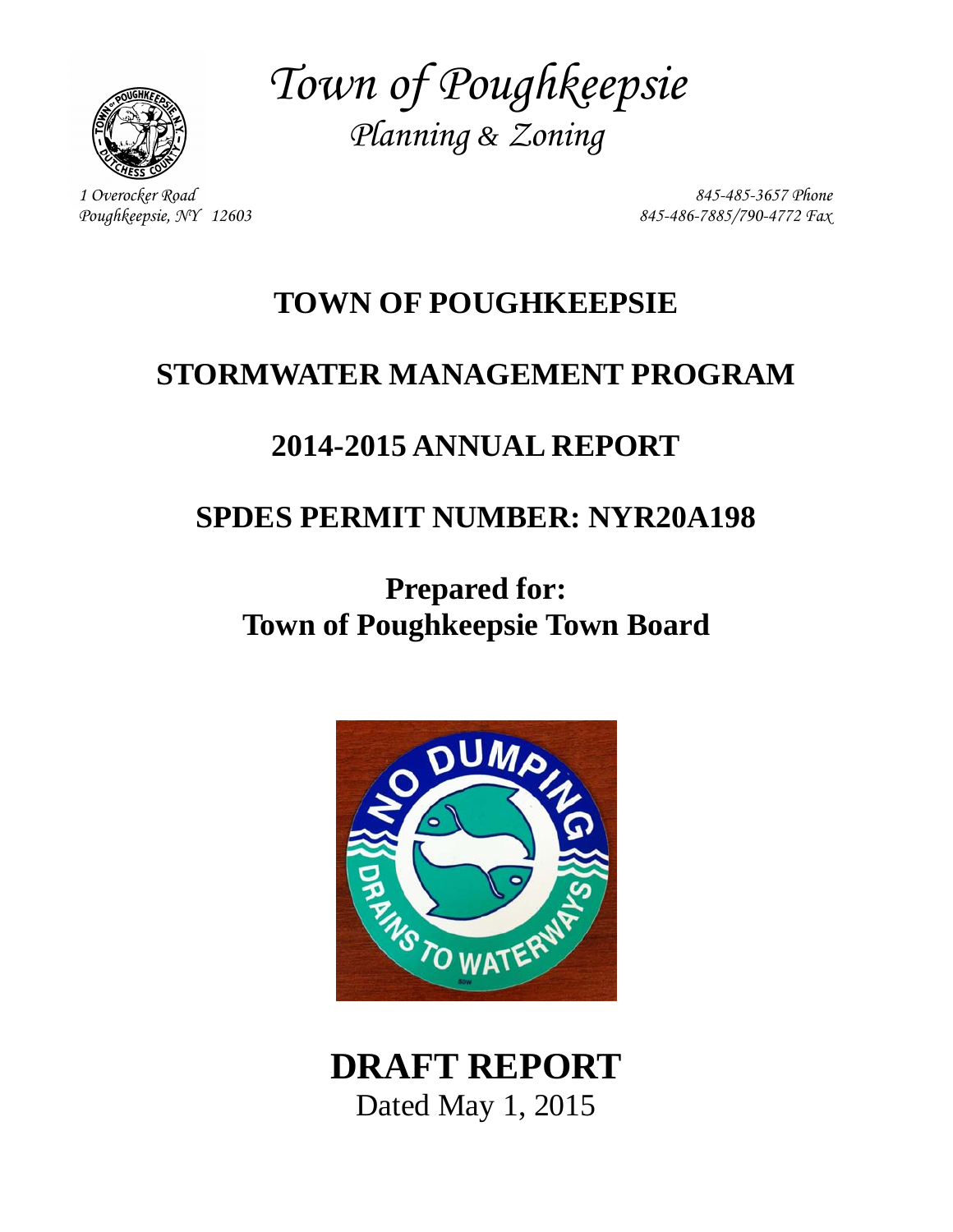*Town of Poughkeepsie*

*Planning & Zoning*

*1 Overocker Road*
*Poughkeepsie, NY 12603*

*845-485-3657 Phone*
*845-486-7885/790-4772 Fax*

# TOWN OF POUGHKEEPSIE

# STORMWATER MANAGEMENT PROGRAM

# 2014-2015 ANNUAL REPORT

# SPDES PERMIT NUMBER: NYR20A198

**Prepared for:**
**Town of Poughkeepsie Town Board**

# DRAFT REPORT

Dated May 1, 2015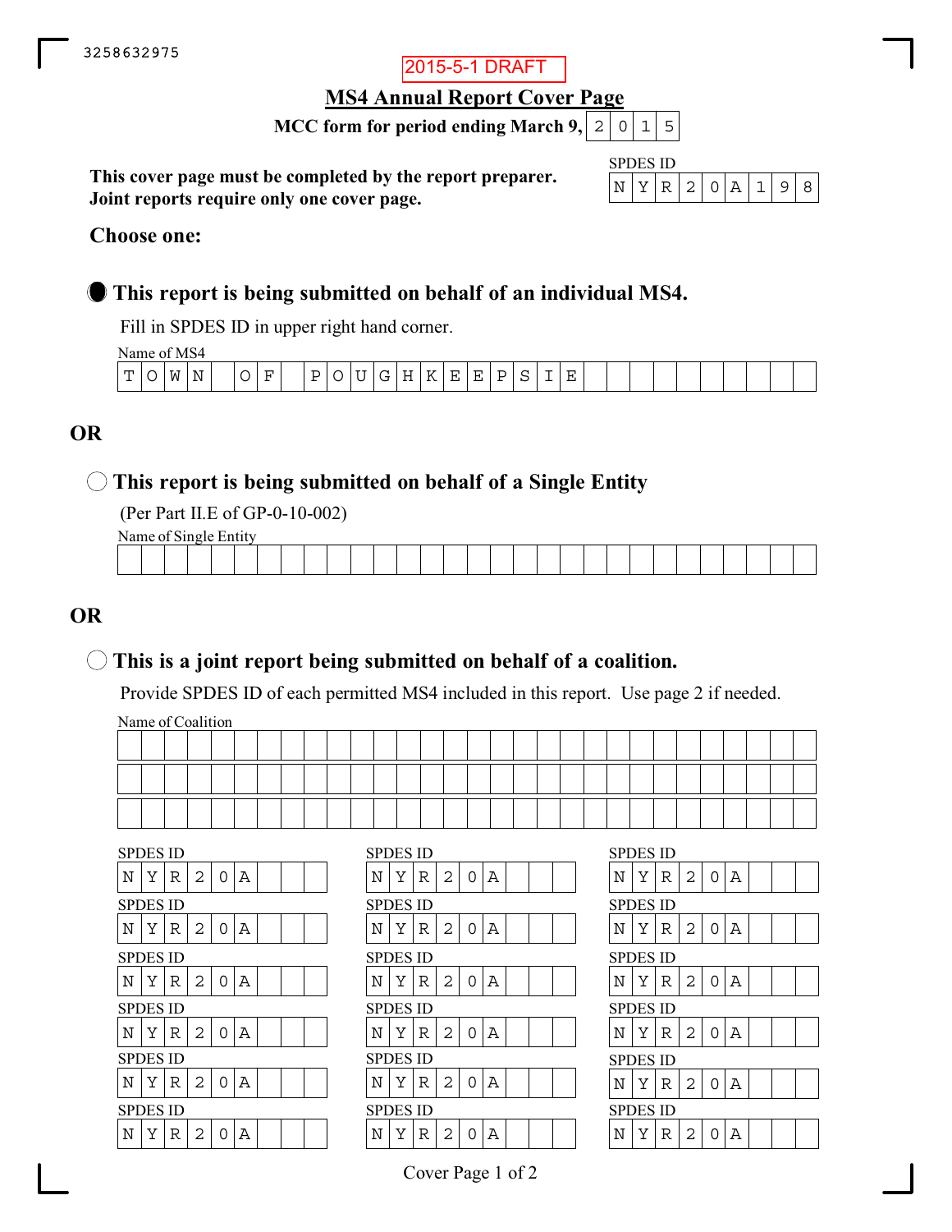3258632975

2015-5-1 DRAFT

# MS4 Annual Report Cover Page

**MCC form for period ending March 9, 2015**

**This cover page must be completed by the report preparer. Joint reports require only one cover page.**

SPDES ID: NYR20A198

**Choose one:**

● **This report is being submitted on behalf of an individual MS4.**

Fill in SPDES ID in upper right hand corner.

Name of MS4: TOWN OF POUGHKEEPSIE

**OR**

○ **This report is being submitted on behalf of a Single Entity**

(Per Part II.E of GP-0-10-002)

Name of Single Entity:

**OR**

○ **This is a joint report being submitted on behalf of a coalition.**

Provide SPDES ID of each permitted MS4 included in this report. Use page 2 if needed.

Name of Coalition:

| SPDES ID | SPDES ID | SPDES ID |
|---|---|---|
| NYR20A | NYR20A | NYR20A |
| NYR20A | NYR20A | NYR20A |
| NYR20A | NYR20A | NYR20A |
| NYR20A | NYR20A | NYR20A |
| NYR20A | NYR20A | NYR20A |
| NYR20A | NYR20A | NYR20A |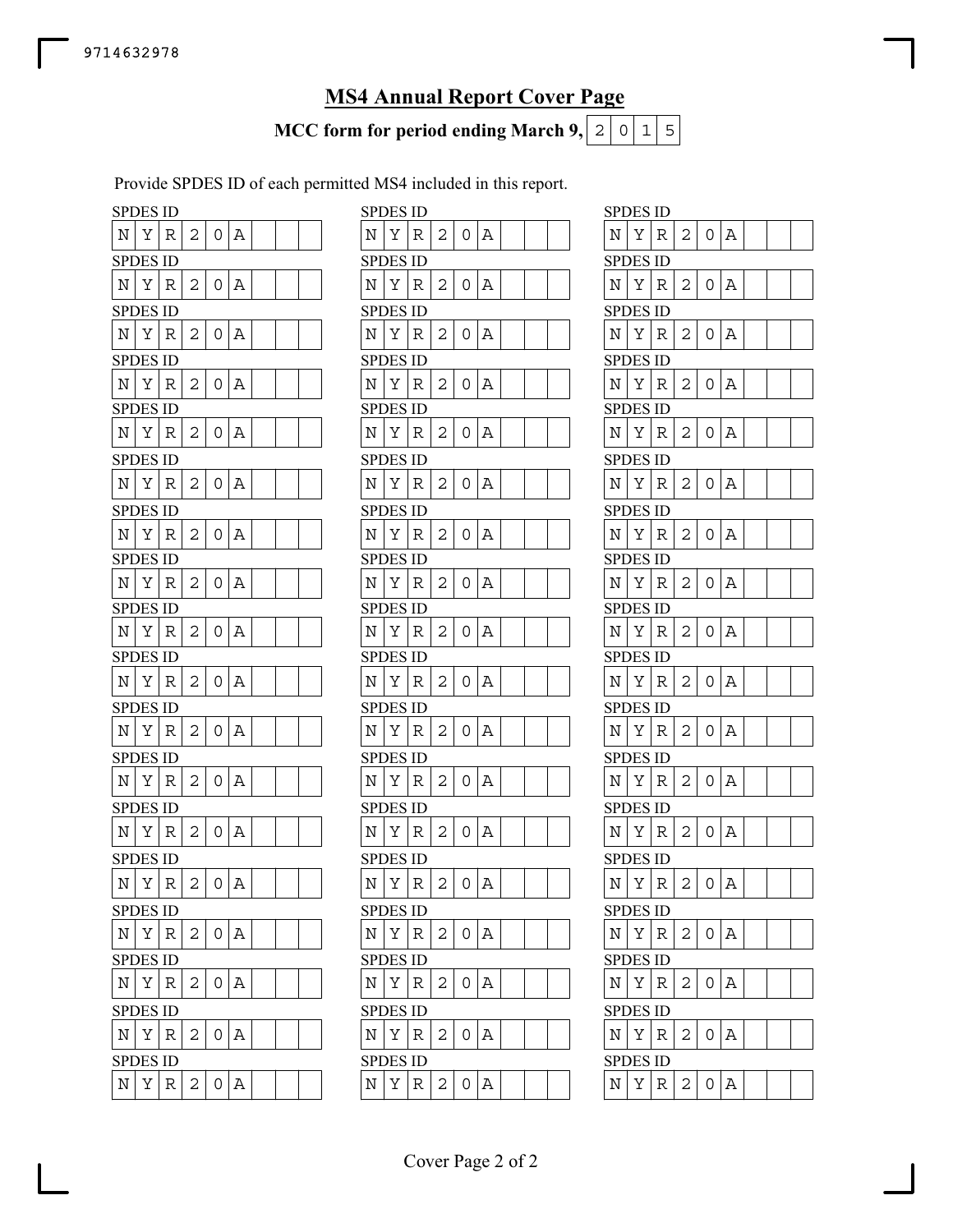9714632978

# MS4 Annual Report Cover Page

**MCC form for period ending March 9, 2015**

Provide SPDES ID of each permitted MS4 included in this report.

| SPDES ID | SPDES ID | SPDES ID |
|---|---|---|
| NYR20A | NYR20A | NYR20A |
| NYR20A | NYR20A | NYR20A |
| NYR20A | NYR20A | NYR20A |
| NYR20A | NYR20A | NYR20A |
| NYR20A | NYR20A | NYR20A |
| NYR20A | NYR20A | NYR20A |
| NYR20A | NYR20A | NYR20A |
| NYR20A | NYR20A | NYR20A |
| NYR20A | NYR20A | NYR20A |
| NYR20A | NYR20A | NYR20A |
| NYR20A | NYR20A | NYR20A |
| NYR20A | NYR20A | NYR20A |
| NYR20A | NYR20A | NYR20A |
| NYR20A | NYR20A | NYR20A |
| NYR20A | NYR20A | NYR20A |
| NYR20A | NYR20A | NYR20A |
| NYR20A | NYR20A | NYR20A |
| NYR20A | NYR20A | NYR20A |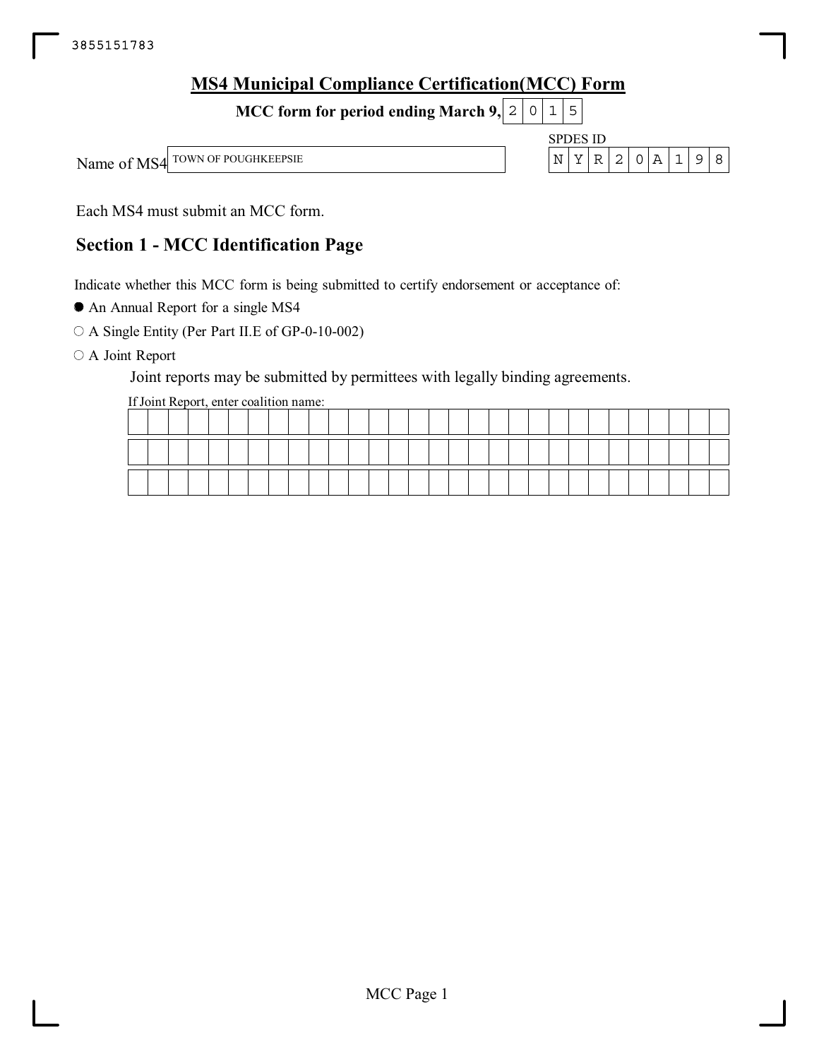# MS4 Municipal Compliance Certification(MCC) Form

**MCC form for period ending March 9, 2015**

Name of MS4: TOWN OF POUGHKEEPSIE

SPDES ID: NYR20A198

Each MS4 must submit an MCC form.

## Section 1 - MCC Identification Page

Indicate whether this MCC form is being submitted to certify endorsement or acceptance of:

- ● An Annual Report for a single MS4
- ○ A Single Entity (Per Part II.E of GP-0-10-002)
- ○ A Joint Report

Joint reports may be submitted by permittees with legally binding agreements.

If Joint Report, enter coalition name: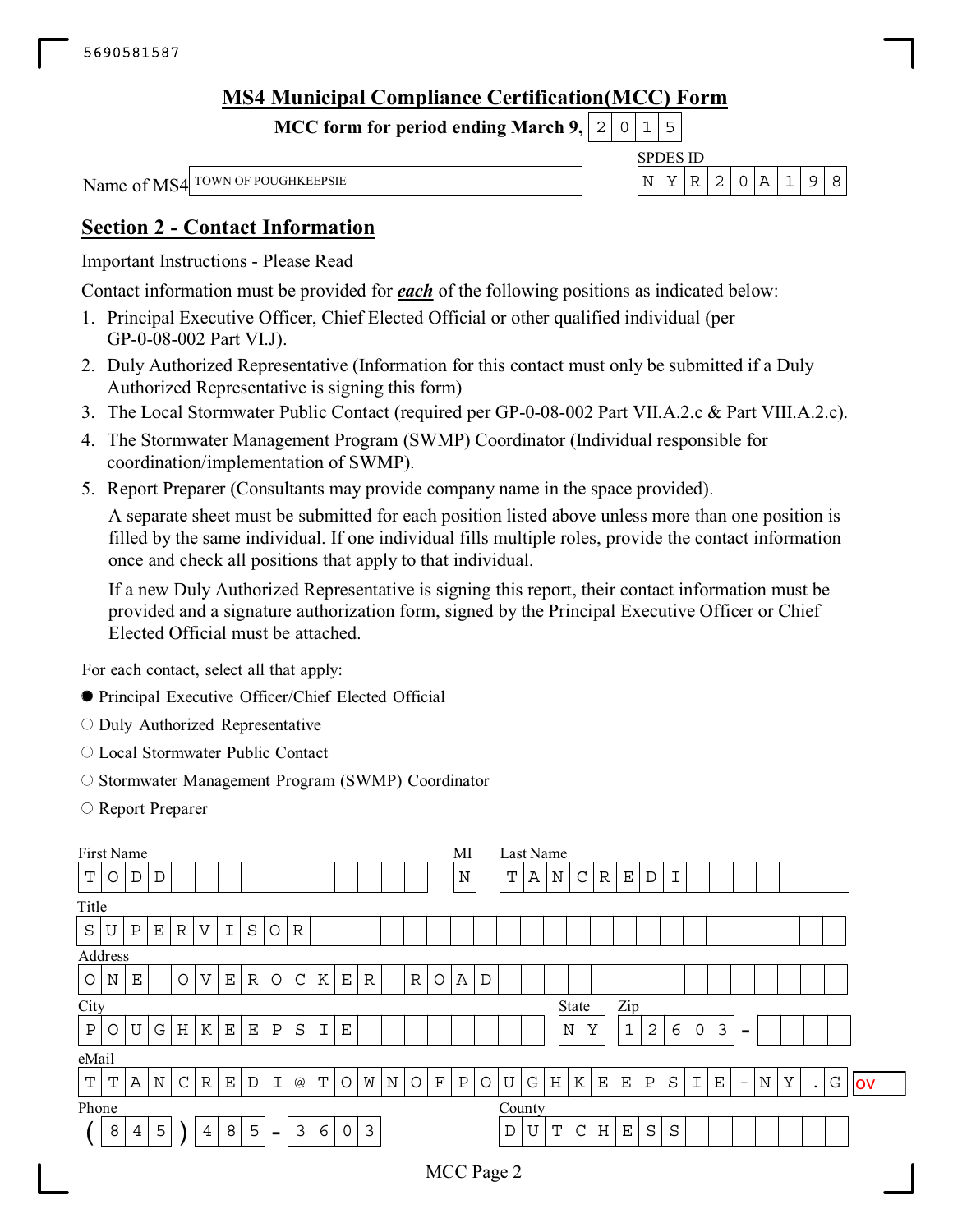5690581587

# MS4 Municipal Compliance Certification(MCC) Form

**MCC form for period ending March 9, 2015**

Name of MS4: TOWN OF POUGHKEEPSIE

SPDES ID: NYR20A198

## Section 2 - Contact Information

Important Instructions - Please Read

Contact information must be provided for ***each*** of the following positions as indicated below:

1. Principal Executive Officer, Chief Elected Official or other qualified individual (per GP-0-08-002 Part VI.J).
2. Duly Authorized Representative (Information for this contact must only be submitted if a Duly Authorized Representative is signing this form)
3. The Local Stormwater Public Contact (required per GP-0-08-002 Part VII.A.2.c & Part VIII.A.2.c).
4. The Stormwater Management Program (SWMP) Coordinator (Individual responsible for coordination/implementation of SWMP).
5. Report Preparer (Consultants may provide company name in the space provided).

   A separate sheet must be submitted for each position listed above unless more than one position is filled by the same individual. If one individual fills multiple roles, provide the contact information once and check all positions that apply to that individual.

   If a new Duly Authorized Representative is signing this report, their contact information must be provided and a signature authorization form, signed by the Principal Executive Officer or Chief Elected Official must be attached.

For each contact, select all that apply:

- ● Principal Executive Officer/Chief Elected Official
- ○ Duly Authorized Representative
- ○ Local Stormwater Public Contact
- ○ Stormwater Management Program (SWMP) Coordinator
- ○ Report Preparer

First Name: TODD
MI: N
Last Name: TANCREDI

Title: SUPERVISOR

Address: ONE OVEROCKER ROAD

City: POUGHKEEPSIE
State: NY
Zip: 12603-

eMail: TTANCREDI@TOWNOFPOUGHKEEPSIE-NY.GOV

Phone: (845) 485-3603

County: DUTCHESS

MCC Page 2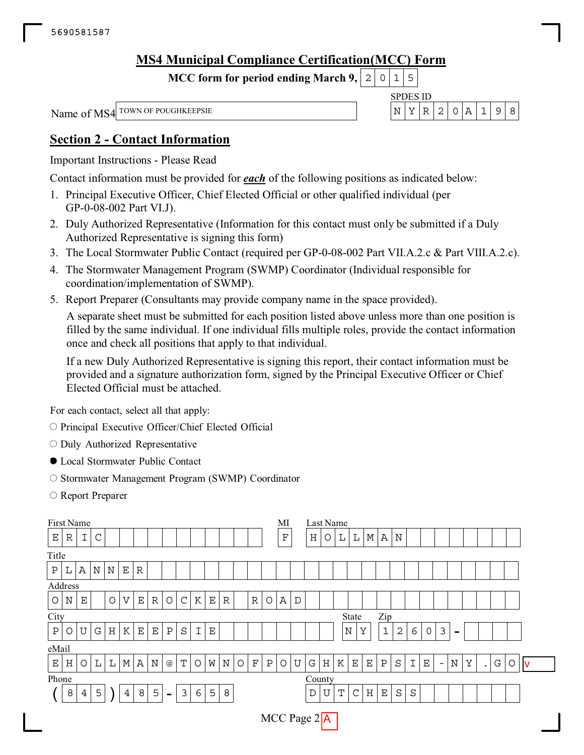5690581587

# MS4 Municipal Compliance Certification(MCC) Form

**MCC form for period ending March 9, 2015**

Name of MS4: TOWN OF POUGHKEEPSIE

SPDES ID: NYR20A198

## Section 2 - Contact Information

Important Instructions - Please Read

Contact information must be provided for ***each*** of the following positions as indicated below:

1. Principal Executive Officer, Chief Elected Official or other qualified individual (per GP-0-08-002 Part VI.J).
2. Duly Authorized Representative (Information for this contact must only be submitted if a Duly Authorized Representative is signing this form)
3. The Local Stormwater Public Contact (required per GP-0-08-002 Part VII.A.2.c & Part VIII.A.2.c).
4. The Stormwater Management Program (SWMP) Coordinator (Individual responsible for coordination/implementation of SWMP).
5. Report Preparer (Consultants may provide company name in the space provided).

   A separate sheet must be submitted for each position listed above unless more than one position is filled by the same individual. If one individual fills multiple roles, provide the contact information once and check all positions that apply to that individual.

   If a new Duly Authorized Representative is signing this report, their contact information must be provided and a signature authorization form, signed by the Principal Executive Officer or Chief Elected Official must be attached.

For each contact, select all that apply:

- ○ Principal Executive Officer/Chief Elected Official
- ○ Duly Authorized Representative
- ● Local Stormwater Public Contact
- ○ Stormwater Management Program (SWMP) Coordinator
- ○ Report Preparer

| Field | Value |
|---|---|
| First Name | ERIC |
| MI | F |
| Last Name | HOLLMAN |
| Title | PLANNER |
| Address | ONE OVEROCKER ROAD |
| City | POUGHKEEPSIE |
| State | NY |
| Zip | 12603 - |
| eMail | EHOLLMAN@TOWNOFPOUGHKEEPSIE-NY.GOV |
| Phone | (845) 485-3658 |
| County | DUTCHESS |

MCC Page 2A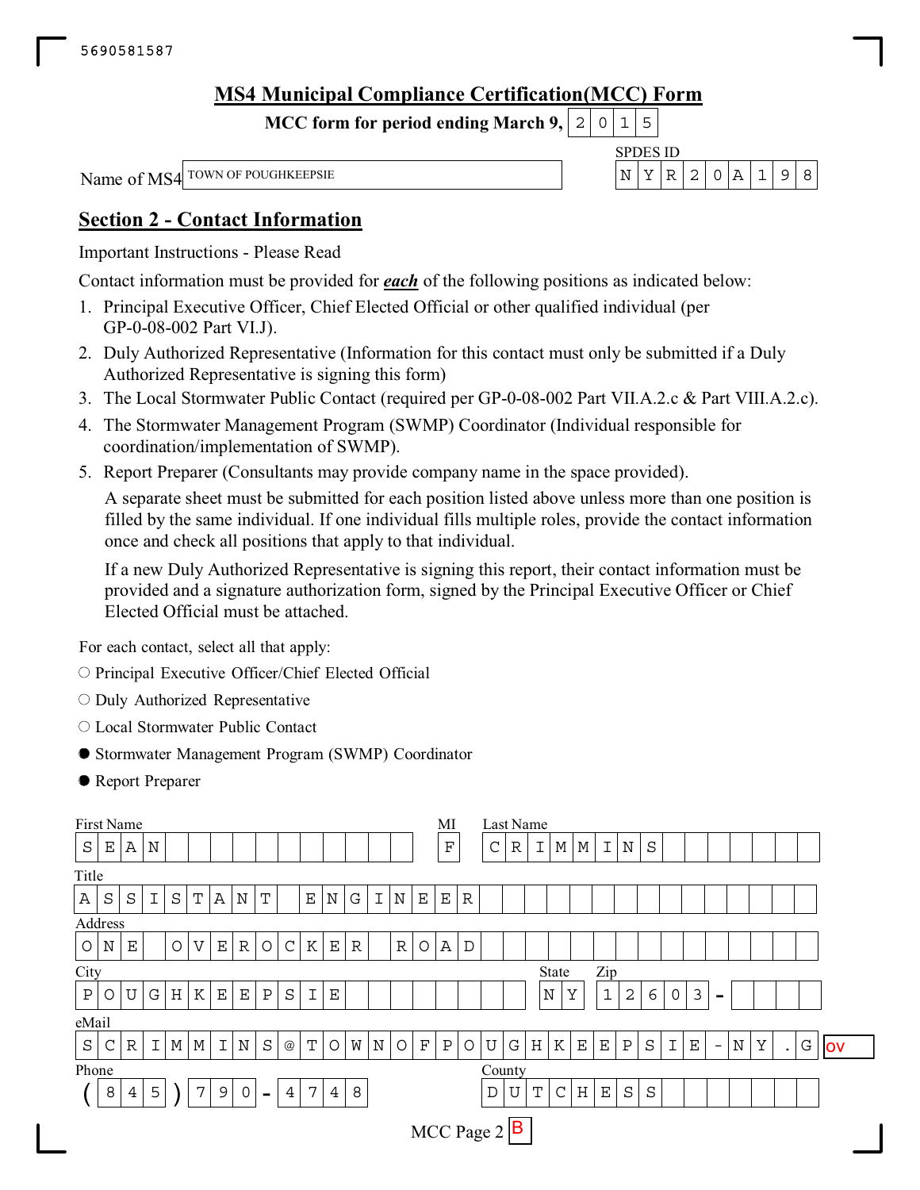5690581587

## MS4 Municipal Compliance Certification(MCC) Form

**MCC form for period ending March 9, 2015**

Name of MS4: TOWN OF POUGHKEEPSIE

SPDES ID: NYR20A198

## Section 2 - Contact Information

Important Instructions - Please Read

Contact information must be provided for ***each*** of the following positions as indicated below:

1. Principal Executive Officer, Chief Elected Official or other qualified individual (per GP-0-08-002 Part VI.J).
2. Duly Authorized Representative (Information for this contact must only be submitted if a Duly Authorized Representative is signing this form)
3. The Local Stormwater Public Contact (required per GP-0-08-002 Part VII.A.2.c & Part VIII.A.2.c).
4. The Stormwater Management Program (SWMP) Coordinator (Individual responsible for coordination/implementation of SWMP).
5. Report Preparer (Consultants may provide company name in the space provided).

   A separate sheet must be submitted for each position listed above unless more than one position is filled by the same individual. If one individual fills multiple roles, provide the contact information once and check all positions that apply to that individual.

   If a new Duly Authorized Representative is signing this report, their contact information must be provided and a signature authorization form, signed by the Principal Executive Officer or Chief Elected Official must be attached.

For each contact, select all that apply:

- ○ Principal Executive Officer/Chief Elected Official
- ○ Duly Authorized Representative
- ○ Local Stormwater Public Contact
- ● Stormwater Management Program (SWMP) Coordinator
- ● Report Preparer

| Field | Value |
|---|---|
| First Name | SEAN |
| MI | F |
| Last Name | CRIMMINS |
| Title | ASSISTANT ENGINEER |
| Address | ONE OVEROCKER ROAD |
| City | POUGHKEEPSIE |
| State | NY |
| Zip | 12603- |
| eMail | SCRIMMINS@TOWNOFPOUGHKEEPSIE-NY.GOV |
| Phone | (845) 790-4748 |
| County | DUTCHESS |

MCC Page 2 B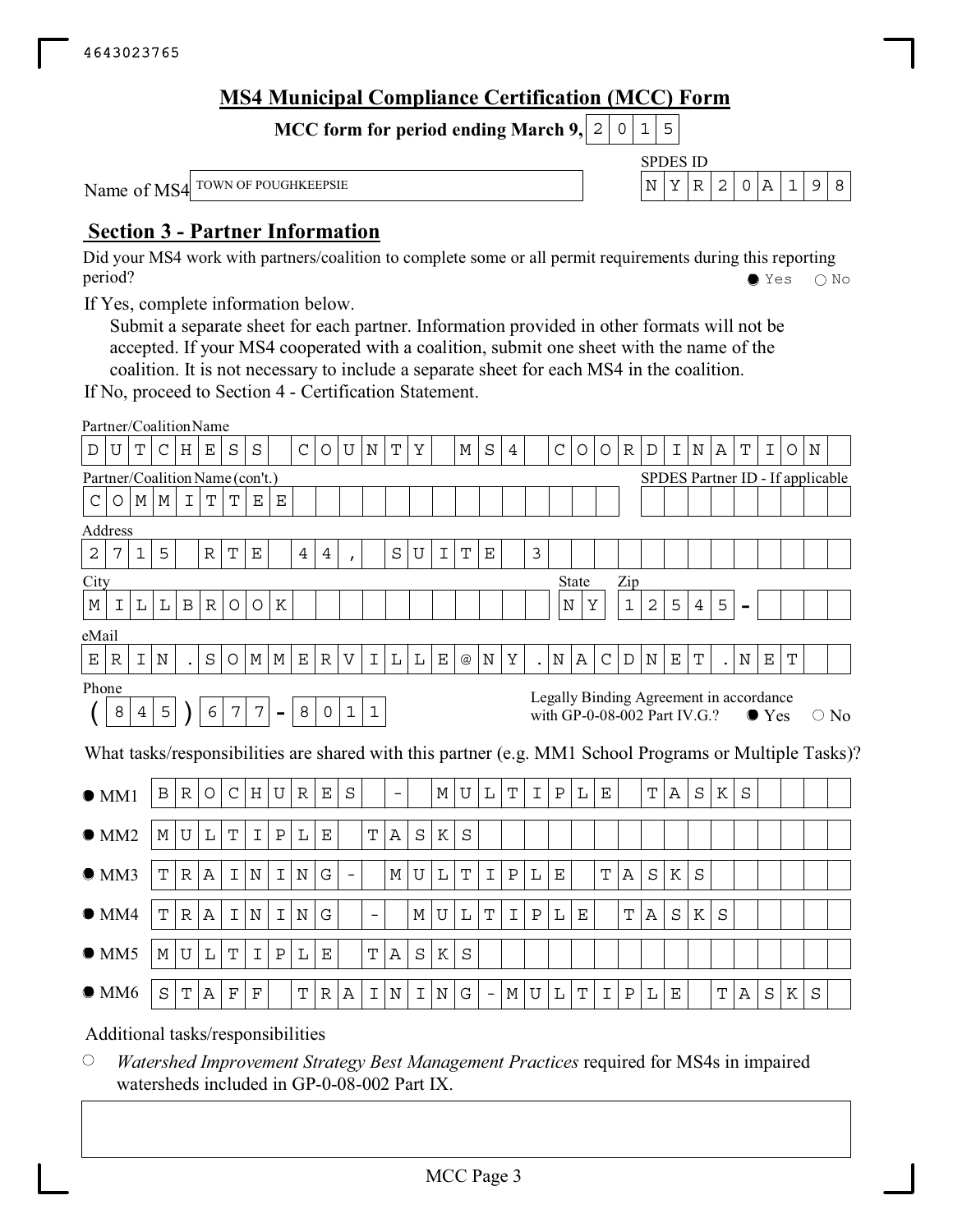4643023765

# MS4 Municipal Compliance Certification (MCC) Form

**MCC form for period ending March 9, 2015**

Name of MS4: TOWN OF POUGHKEEPSIE

SPDES ID: NYR20A198

## Section 3 - Partner Information

Did your MS4 work with partners/coalition to complete some or all permit requirements during this reporting period? ● Yes ○ No

If Yes, complete information below.

Submit a separate sheet for each partner. Information provided in other formats will not be accepted. If your MS4 cooperated with a coalition, submit one sheet with the name of the coalition. It is not necessary to include a separate sheet for each MS4 in the coalition.

If No, proceed to Section 4 - Certification Statement.

Partner/Coalition Name: DUTCHESS COUNTY MS4 COORDINATION

Partner/Coalition Name (con't.): COMMITTEE

SPDES Partner ID - If applicable:

Address: 2715 RTE 44, SUITE 3

City: MILLBROOK

State: NY

Zip: 12545-

eMail: ERIN.SOMMERVILLE@NY.NACDNET.NET

Phone: (845) 677-8011

Legally Binding Agreement in accordance with GP-0-08-002 Part IV.G.? ● Yes ○ No

What tasks/responsibilities are shared with this partner (e.g. MM1 School Programs or Multiple Tasks)?

- ● MM1: BROCHURES - MULTIPLE TASKS
- ● MM2: MULTIPLE TASKS
- ● MM3: TRAINING- MULTIPLE TASKS
- ● MM4: TRAINING - MULTIPLE TASKS
- ● MM5: MULTIPLE TASKS
- ● MM6: STAFF TRAINING-MULTIPLE TASKS

Additional tasks/responsibilities

○ *Watershed Improvement Strategy Best Management Practices* required for MS4s in impaired watersheds included in GP-0-08-002 Part IX.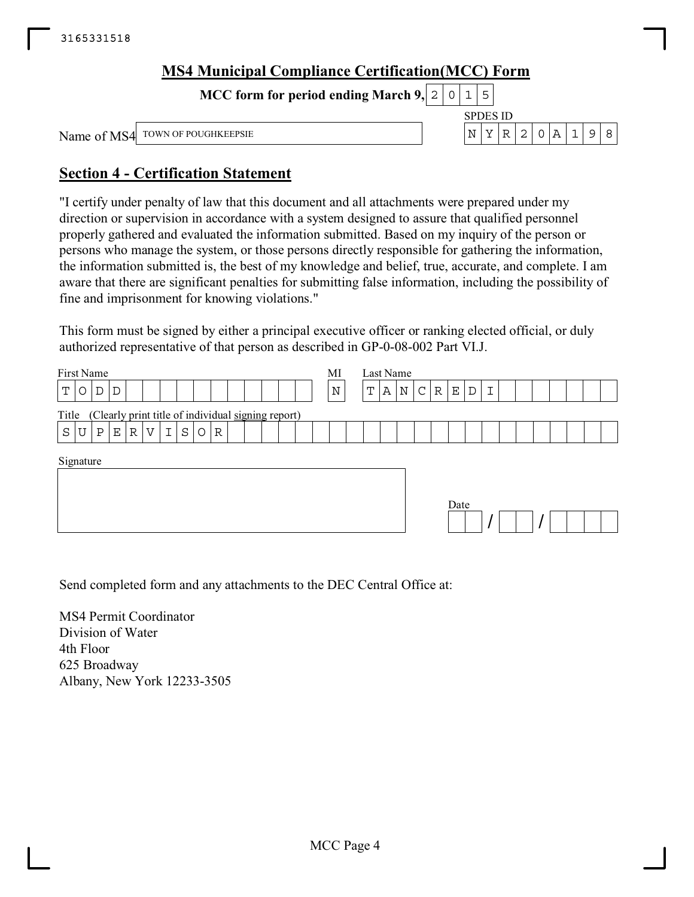3165331518

## MS4 Municipal Compliance Certification(MCC) Form

**MCC form for period ending March 9, 2015**

Name of MS4: TOWN OF POUGHKEEPSIE

SPDES ID: NYR20A198

## Section 4 - Certification Statement

"I certify under penalty of law that this document and all attachments were prepared under my direction or supervision in accordance with a system designed to assure that qualified personnel properly gathered and evaluated the information submitted. Based on my inquiry of the person or persons who manage the system, or those persons directly responsible for gathering the information, the information submitted is, the best of my knowledge and belief, true, accurate, and complete. I am aware that there are significant penalties for submitting false information, including the possibility of fine and imprisonment for knowing violations."

This form must be signed by either a principal executive officer or ranking elected official, or duly authorized representative of that person as described in GP-0-08-002 Part VI.J.

| First Name | MI | Last Name |
|---|---|---|
| TODD | N | TANCREDI |

Title (Clearly print title of individual signing report): SUPERVISOR

Signature:

Date: __ / __ / ____

Send completed form and any attachments to the DEC Central Office at:

MS4 Permit Coordinator
Division of Water
4th Floor
625 Broadway
Albany, New York 12233-3505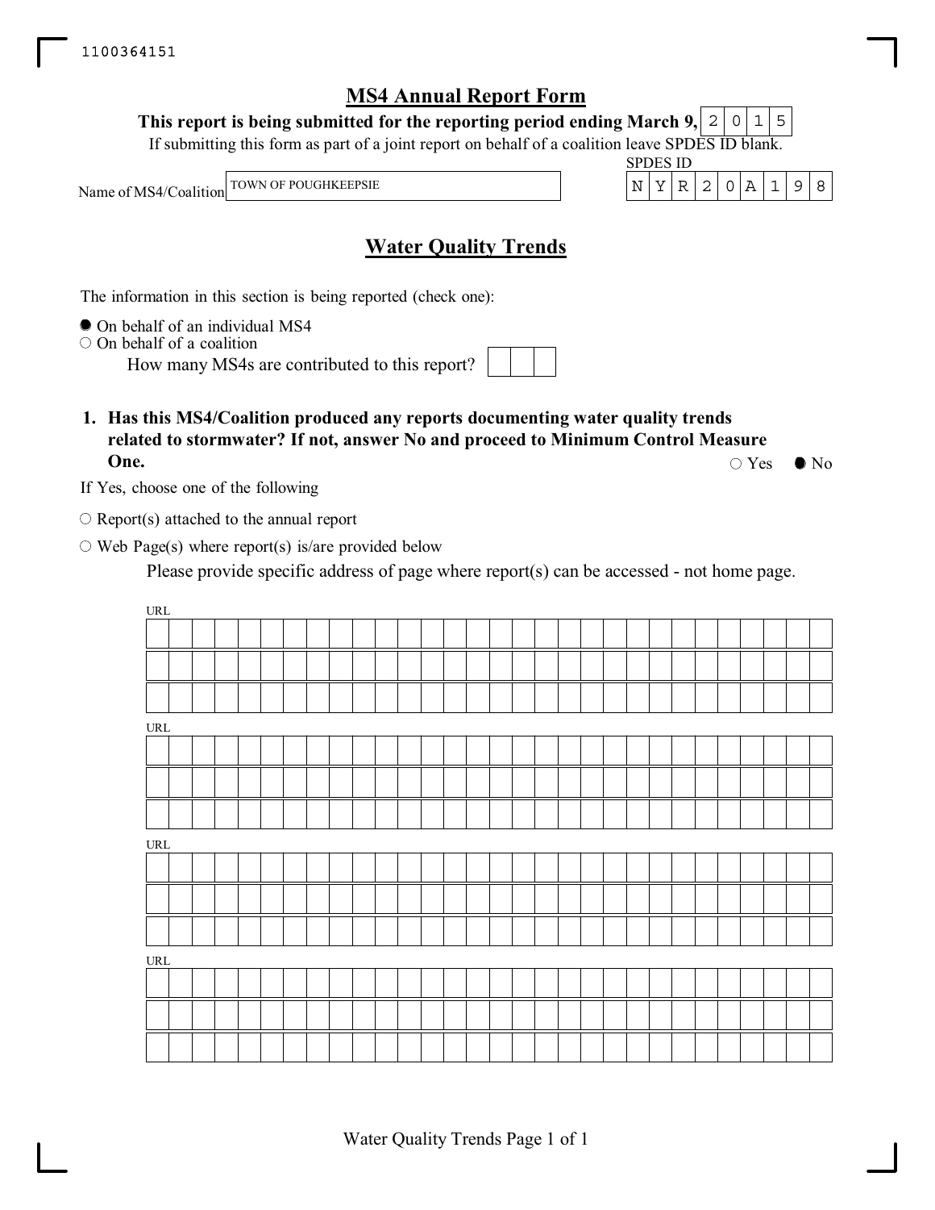1100364151

# MS4 Annual Report Form

**This report is being submitted for the reporting period ending March 9, 2015**

If submitting this form as part of a joint report on behalf of a coalition leave SPDES ID blank.

Name of MS4/Coalition: TOWN OF POUGHKEEPSIE

SPDES ID: NYR20A198

## Water Quality Trends

The information in this section is being reported (check one):

- ● On behalf of an individual MS4
- ○ On behalf of a coalition
  - How many MS4s are contributed to this report?

**1. Has this MS4/Coalition produced any reports documenting water quality trends related to stormwater? If not, answer No and proceed to Minimum Control Measure One.**

○ Yes ● No

If Yes, choose one of the following

- ○ Report(s) attached to the annual report
- ○ Web Page(s) where report(s) is/are provided below

Please provide specific address of page where report(s) can be accessed - not home page.

URL

URL

URL

URL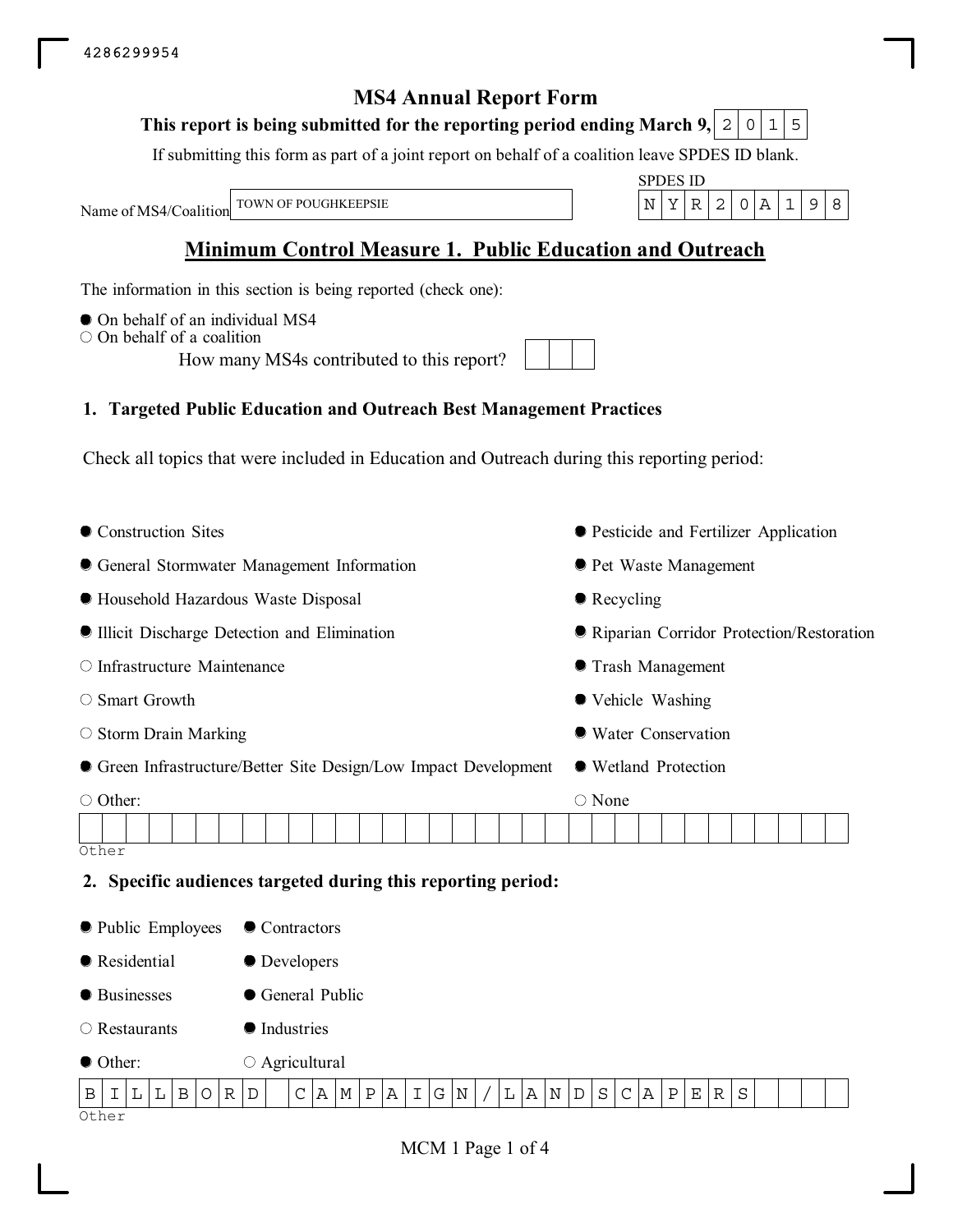4286299954

# MS4 Annual Report Form

**This report is being submitted for the reporting period ending March 9, 2015**

If submitting this form as part of a joint report on behalf of a coalition leave SPDES ID blank.

Name of MS4/Coalition: TOWN OF POUGHKEEPSIE

SPDES ID: NYR20A198

## Minimum Control Measure 1. Public Education and Outreach

The information in this section is being reported (check one):

- ● On behalf of an individual MS4
- ○ On behalf of a coalition

How many MS4s contributed to this report?

### 1. Targeted Public Education and Outreach Best Management Practices

Check all topics that were included in Education and Outreach during this reporting period:

- ● Construction Sites
- ● General Stormwater Management Information
- ● Household Hazardous Waste Disposal
- ● Illicit Discharge Detection and Elimination
- ○ Infrastructure Maintenance
- ○ Smart Growth
- ○ Storm Drain Marking
- ● Green Infrastructure/Better Site Design/Low Impact Development
- ○ Other:
- ● Pesticide and Fertilizer Application
- ● Pet Waste Management
- ● Recycling
- ● Riparian Corridor Protection/Restoration
- ● Trash Management
- ● Vehicle Washing
- ● Water Conservation
- ● Wetland Protection
- ○ None

Other:

### 2. Specific audiences targeted during this reporting period:

- ● Public Employees
- ● Residential
- ● Businesses
- ○ Restaurants
- ● Other:
- ● Contractors
- ● Developers
- ● General Public
- ● Industries
- ○ Agricultural

Other: BILLBORD CAMPAIGN/LANDSCAPERS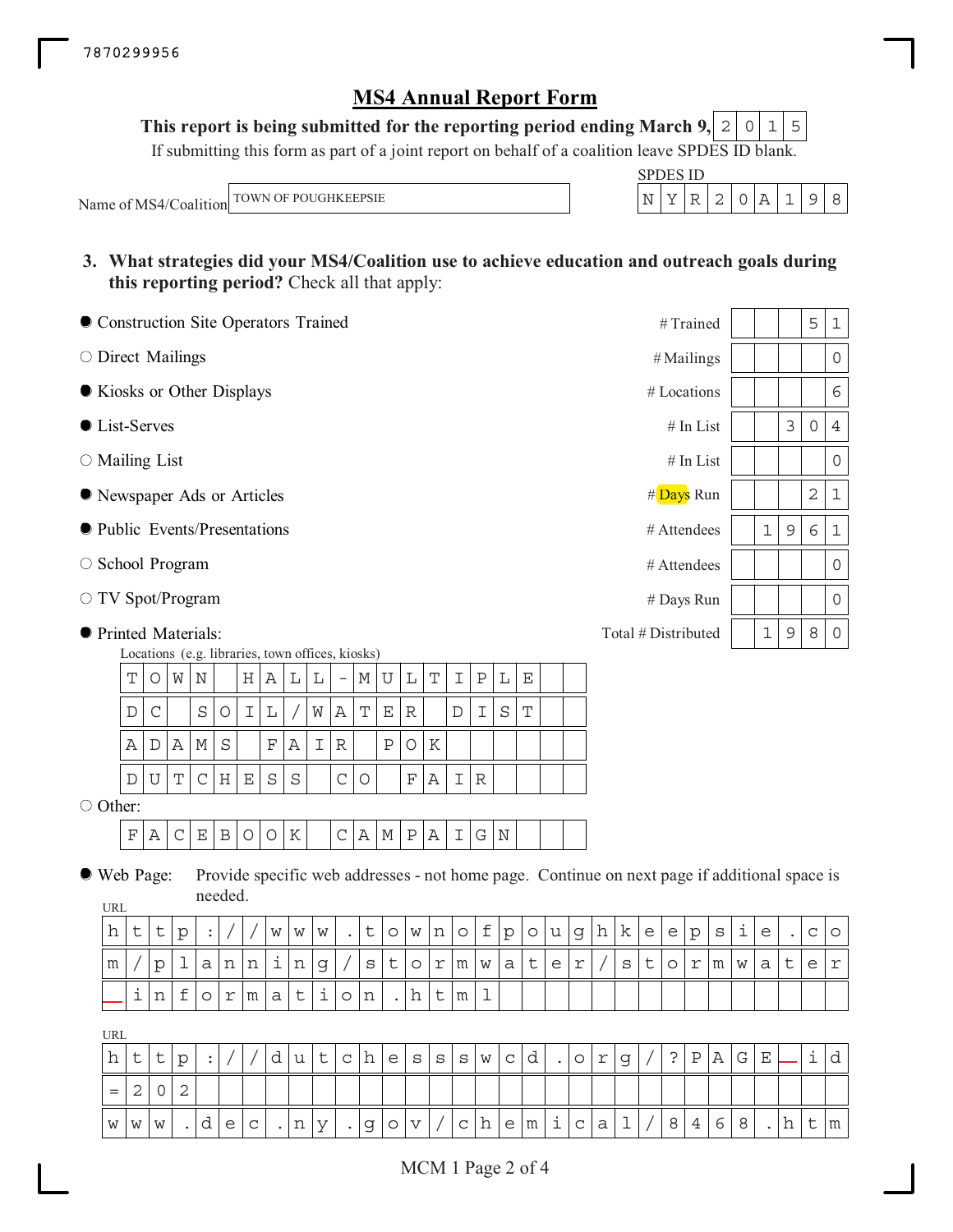7870299956

# MS4 Annual Report Form

**This report is being submitted for the reporting period ending March 9, 2015**

If submitting this form as part of a joint report on behalf of a coalition leave SPDES ID blank.

Name of MS4/Coalition: TOWN OF POUGHKEEPSIE

SPDES ID: NYR20A198

**3. What strategies did your MS4/Coalition use to achieve education and outreach goals during this reporting period?** Check all that apply:

| Selected | Strategy | Measure | Value |
|---|---|---|---|
| ● | Construction Site Operators Trained | # Trained | 51 |
| ○ | Direct Mailings | # Mailings | 0 |
| ● | Kiosks or Other Displays | # Locations | 6 |
| ● | List-Serves | # In List | 304 |
| ○ | Mailing List | # In List | 0 |
| ● | Newspaper Ads or Articles | # Days Run | 21 |
| ● | Public Events/Presentations | # Attendees | 1961 |
| ○ | School Program | # Attendees | 0 |
| ○ | TV Spot/Program | # Days Run | 0 |
| ● | Printed Materials: | Total # Distributed | 1980 |

Locations (e.g. libraries, town offices, kiosks)

- TOWN HALL-MULTIPLE
- DC SOIL/WATER DIST
- ADAMS FAIR POK
- DUTCHESS CO FAIR

○ Other:

- FACEBOOK CAMPAIGN

● Web Page: Provide specific web addresses - not home page. Continue on next page if additional space is needed.

URL: http://www.townofpoughkeepsie.com/planning/stormwater/stormwater_information.html

URL: http://dutchessswcd.org/?PAGE_id=202
www.dec.ny.gov/chemical/8468.htm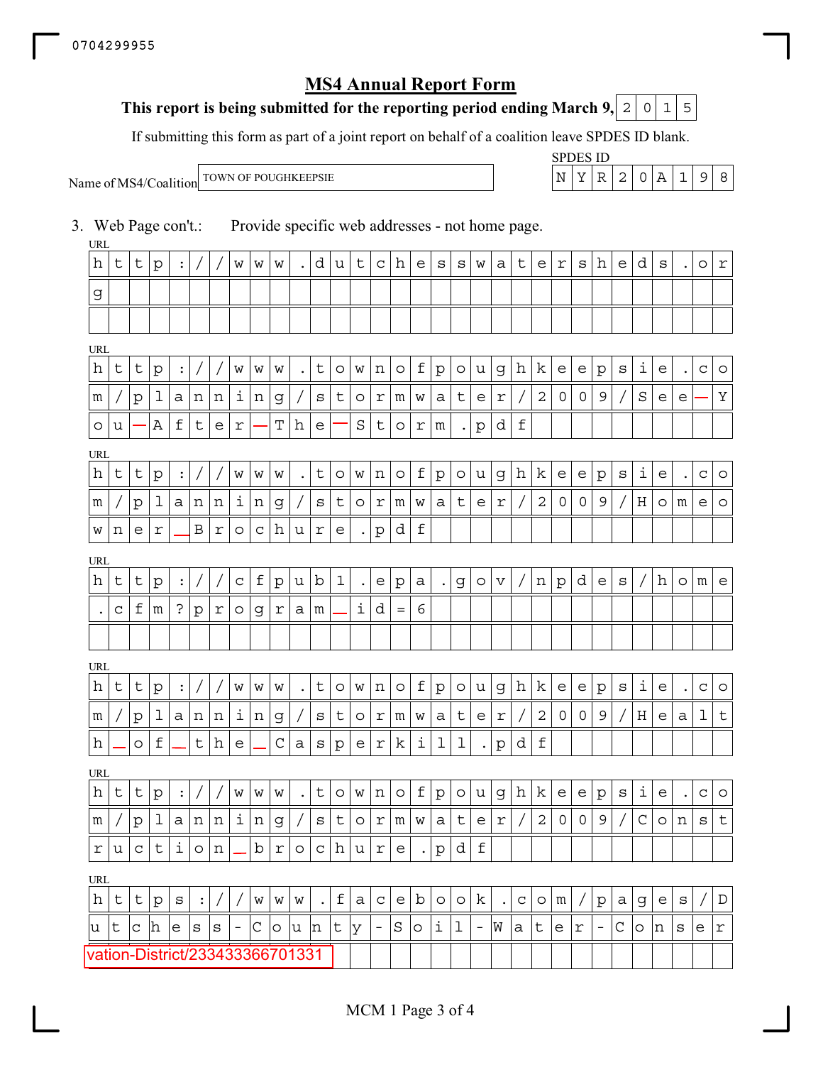0704299955

# MS4 Annual Report Form

**This report is being submitted for the reporting period ending March 9, 2015**

If submitting this form as part of a joint report on behalf of a coalition leave SPDES ID blank.

Name of MS4/Coalition: TOWN OF POUGHKEEPSIE

SPDES ID: NYR20A198

3. Web Page con't.: Provide specific web addresses - not home page.

URL
http://www.dutchesswatersheds.org

URL
http://www.townofpoughkeepsie.com/planning/stormwater/2009/See_You_After_The_Storm.pdf

URL
http://www.townofpoughkeepsie.com/planning/stormwater/2009/Homeowner_Brochure.pdf

URL
http://cfpub1.epa.gov/npdes/home.cfm?program_id=6

URL
http://www.townofpoughkeepsie.com/planning/stormwater/2009/Health_of_the_Casperkill.pdf

URL
http://www.townofpoughkeepsie.com/planning/stormwater/2009/Construction_brochure.pdf

URL
https://www.facebook.com/pages/Dutchess-County-Soil-Water-Conservation-District/233433366701331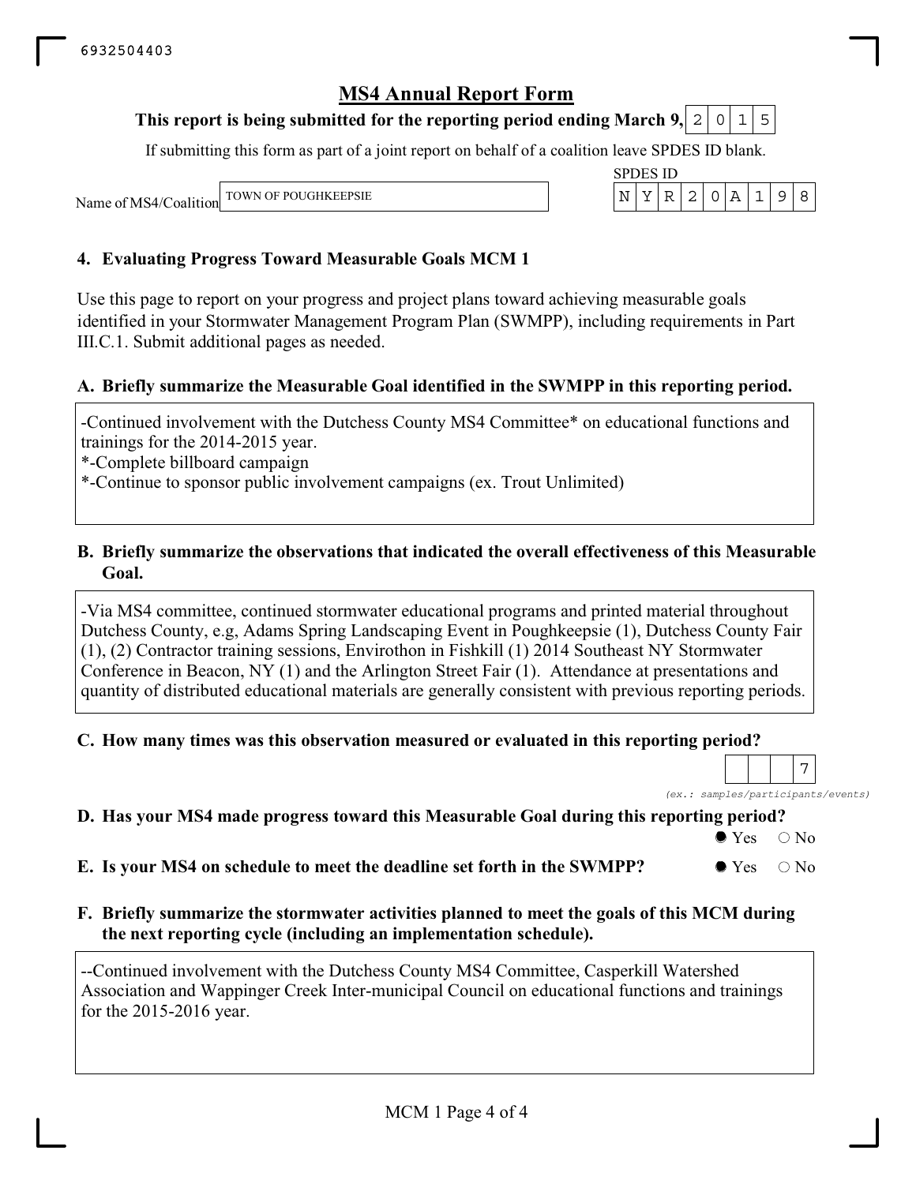6932504403

# MS4 Annual Report Form

**This report is being submitted for the reporting period ending March 9, 2015**

If submitting this form as part of a joint report on behalf of a coalition leave SPDES ID blank.

Name of MS4/Coalition: TOWN OF POUGHKEEPSIE

SPDES ID: NYR20A198

## 4. Evaluating Progress Toward Measurable Goals MCM 1

Use this page to report on your progress and project plans toward achieving measurable goals identified in your Stormwater Management Program Plan (SWMPP), including requirements in Part III.C.1. Submit additional pages as needed.

### A. Briefly summarize the Measurable Goal identified in the SWMPP in this reporting period.

-Continued involvement with the Dutchess County MS4 Committee* on educational functions and trainings for the 2014-2015 year.
*-Complete billboard campaign
*-Continue to sponsor public involvement campaigns (ex. Trout Unlimited)

### B. Briefly summarize the observations that indicated the overall effectiveness of this Measurable Goal.

-Via MS4 committee, continued stormwater educational programs and printed material throughout Dutchess County, e.g, Adams Spring Landscaping Event in Poughkeepsie (1), Dutchess County Fair (1), (2) Contractor training sessions, Envirothon in Fishkill (1) 2014 Southeast NY Stormwater Conference in Beacon, NY (1) and the Arlington Street Fair (1). Attendance at presentations and quantity of distributed educational materials are generally consistent with previous reporting periods.

### C. How many times was this observation measured or evaluated in this reporting period?

7

*(ex.: samples/participants/events)*

### D. Has your MS4 made progress toward this Measurable Goal during this reporting period?

● Yes ○ No

### E. Is your MS4 on schedule to meet the deadline set forth in the SWMPP?

● Yes ○ No

### F. Briefly summarize the stormwater activities planned to meet the goals of this MCM during the next reporting cycle (including an implementation schedule).

--Continued involvement with the Dutchess County MS4 Committee, Casperkill Watershed Association and Wappinger Creek Inter-municipal Council on educational functions and trainings for the 2015-2016 year.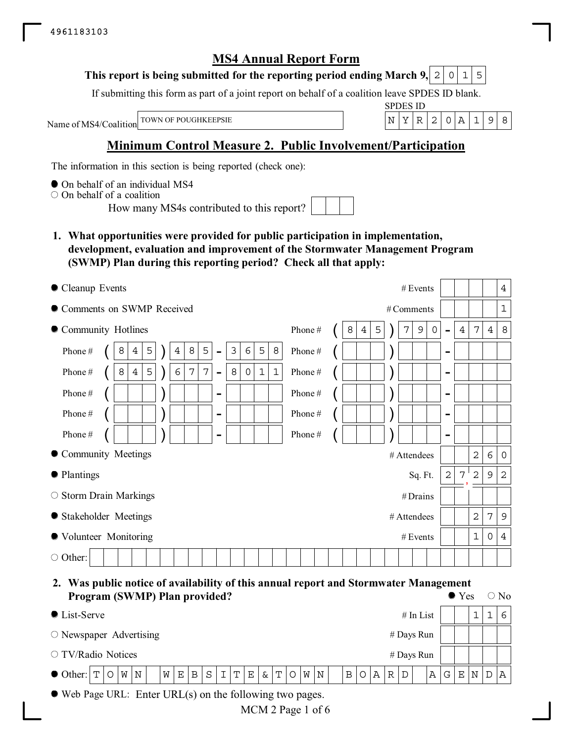4961183103

# MS4 Annual Report Form

**This report is being submitted for the reporting period ending March 9, 2015**

If submitting this form as part of a joint report on behalf of a coalition leave SPDES ID blank.

Name of MS4/Coalition: TOWN OF POUGHKEEPSIE

SPDES ID: NYR20A198

## Minimum Control Measure 2. Public Involvement/Participation

The information in this section is being reported (check one):

- ● On behalf of an individual MS4
- ○ On behalf of a coalition
  - How many MS4s contributed to this report?

**1. What opportunities were provided for public participation in implementation, development, evaluation and improvement of the Stormwater Management Program (SWMP) Plan during this reporting period? Check all that apply:**

| Activity | Measure | Value |
|---|---|---|
| ● Cleanup Events | # Events | 4 |
| ● Comments on SWMP Received | # Comments | 1 |
| ● Community Hotlines | Phone # | (845) 790-4748 |
| | Phone # | (845) 485-3658 |
| | Phone # | (845) 677-8011 |
| ● Community Meetings | # Attendees | 260 |
| ● Plantings | Sq. Ft. | 27,292 |
| ○ Storm Drain Markings | # Drains | |
| ● Stakeholder Meetings | # Attendees | 279 |
| ● Volunteer Monitoring | # Events | 104 |
| ○ Other: | | |

**2. Was public notice of availability of this annual report and Stormwater Management Program (SWMP) Plan provided?** ● Yes ○ No

| Method | Measure | Value |
|---|---|---|
| ● List-Serve | # In List | 116 |
| ○ Newspaper Advertising | # Days Run | |
| ○ TV/Radio Notices | # Days Run | |
| ● Other: TOWN WEBSITE&TOWN BOARD AGENDA | | |

● Web Page URL: Enter URL(s) on the following two pages.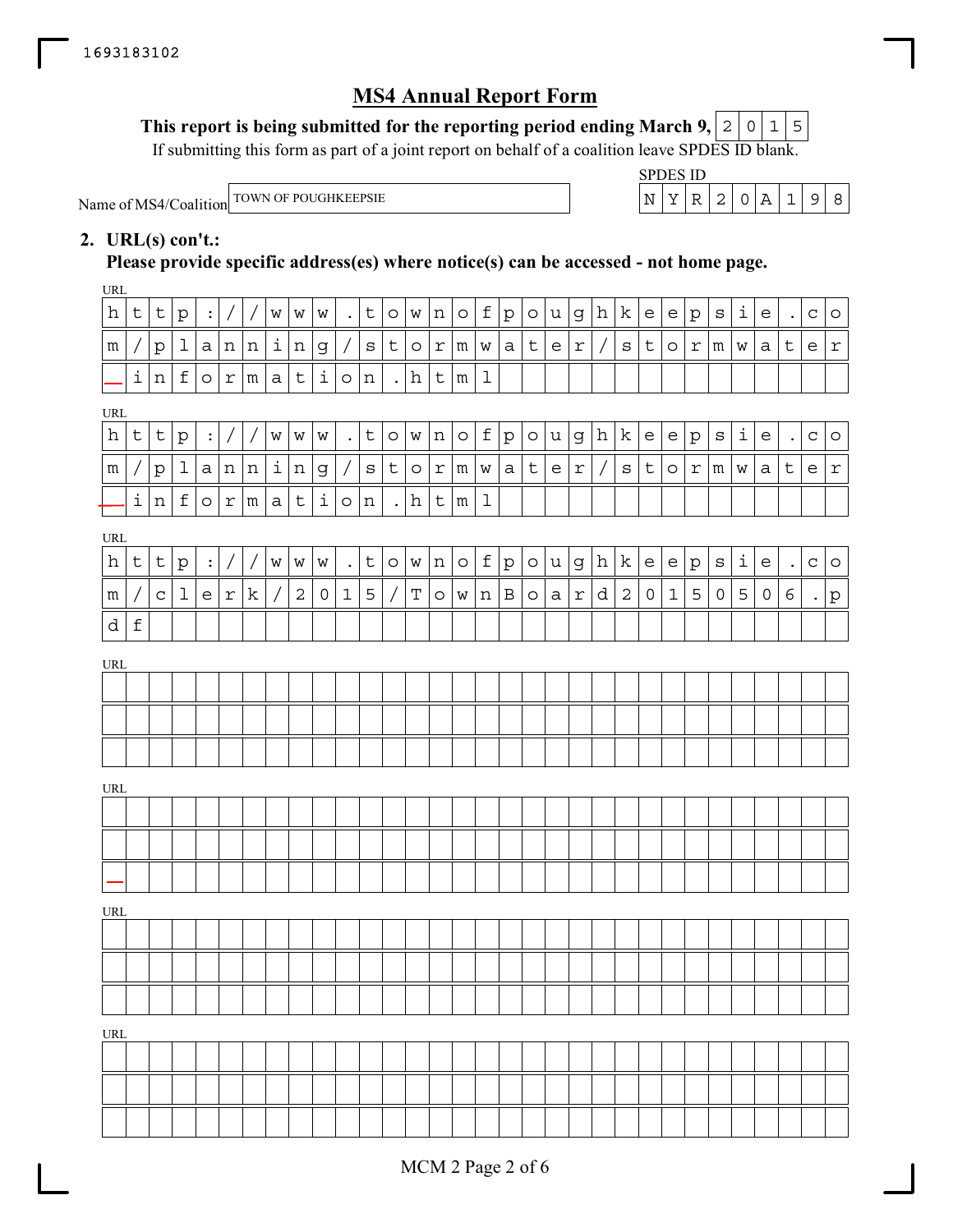1693183102

# MS4 Annual Report Form

**This report is being submitted for the reporting period ending March 9, 2015**

If submitting this form as part of a joint report on behalf of a coalition leave SPDES ID blank.

Name of MS4/Coalition: TOWN OF POUGHKEEPSIE

SPDES ID: NYR20A198

**2. URL(s) con't.:**

**Please provide specific address(es) where notice(s) can be accessed - not home page.**

URL: http://www.townofpoughkeepsie.com/planning/stormwater/stormwater_information.html

URL: http://www.townofpoughkeepsie.com/planning/stormwater/stormwater_information.html

URL: http://www.townofpoughkeepsie.com/clerk/2015/TownBoard20150506.pdf

URL:

URL:

URL:

URL: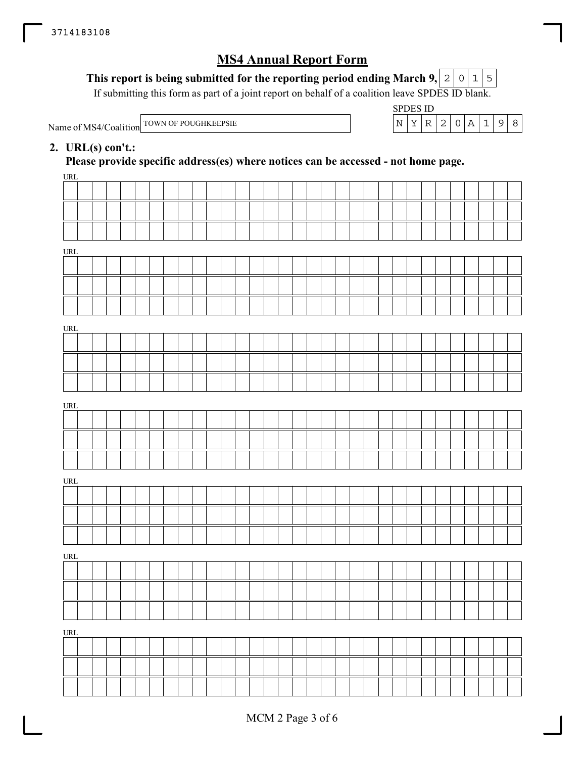# MS4 Annual Report Form

**This report is being submitted for the reporting period ending March 9,** 2015

If submitting this form as part of a joint report on behalf of a coalition leave SPDES ID blank.

Name of MS4/Coalition: TOWN OF POUGHKEEPSIE

SPDES ID: NYR20A198

**2. URL(s) con't.:**

**Please provide specific address(es) where notices can be accessed - not home page.**

URL

URL

URL

URL

URL

URL

URL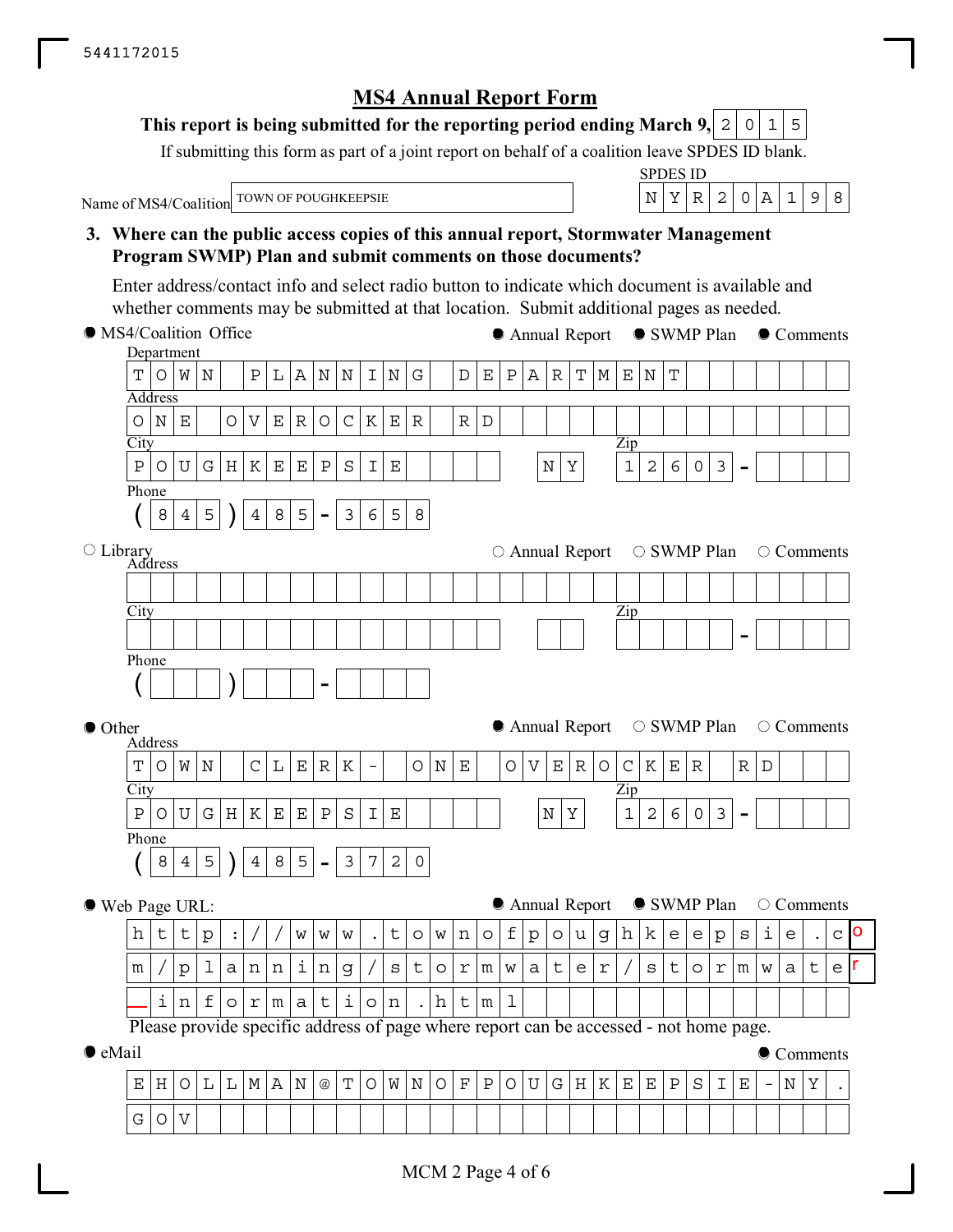5441172015

# MS4 Annual Report Form

**This report is being submitted for the reporting period ending March 9, 2015**

If submitting this form as part of a joint report on behalf of a coalition leave SPDES ID blank.

Name of MS4/Coalition: TOWN OF POUGHKEEPSIE

SPDES ID: NYR20A198

**3. Where can the public access copies of this annual report, Stormwater Management Program SWMP) Plan and submit comments on those documents?**

Enter address/contact info and select radio button to indicate which document is available and whether comments may be submitted at that location. Submit additional pages as needed.

● MS4/Coalition Office — ● Annual Report ● SWMP Plan ● Comments

Department: TOWN PLANNING DEPARTMENT

Address: ONE OVEROCKER RD

City: POUGHKEEPSIE NY Zip: 12603-

Phone: (845) 485-3658

○ Library — ○ Annual Report ○ SWMP Plan ○ Comments

Address:

City: Zip: -

Phone: ( ) -

● Other — ● Annual Report ○ SWMP Plan ○ Comments

Address: TOWN CLERK - ONE OVEROCKER RD

City: POUGHKEEPSIE NY Zip: 12603-

Phone: (845) 485-3720

● Web Page URL: — ● Annual Report ● SWMP Plan ○ Comments

http://www.townofpoughkeepsie.com/planning/stormwater/stormwater_information.html

Please provide specific address of page where report can be accessed - not home page.

● eMail — ● Comments

EHOLLMAN@TOWNOFPOUGHKEEPSIE-NY.GOV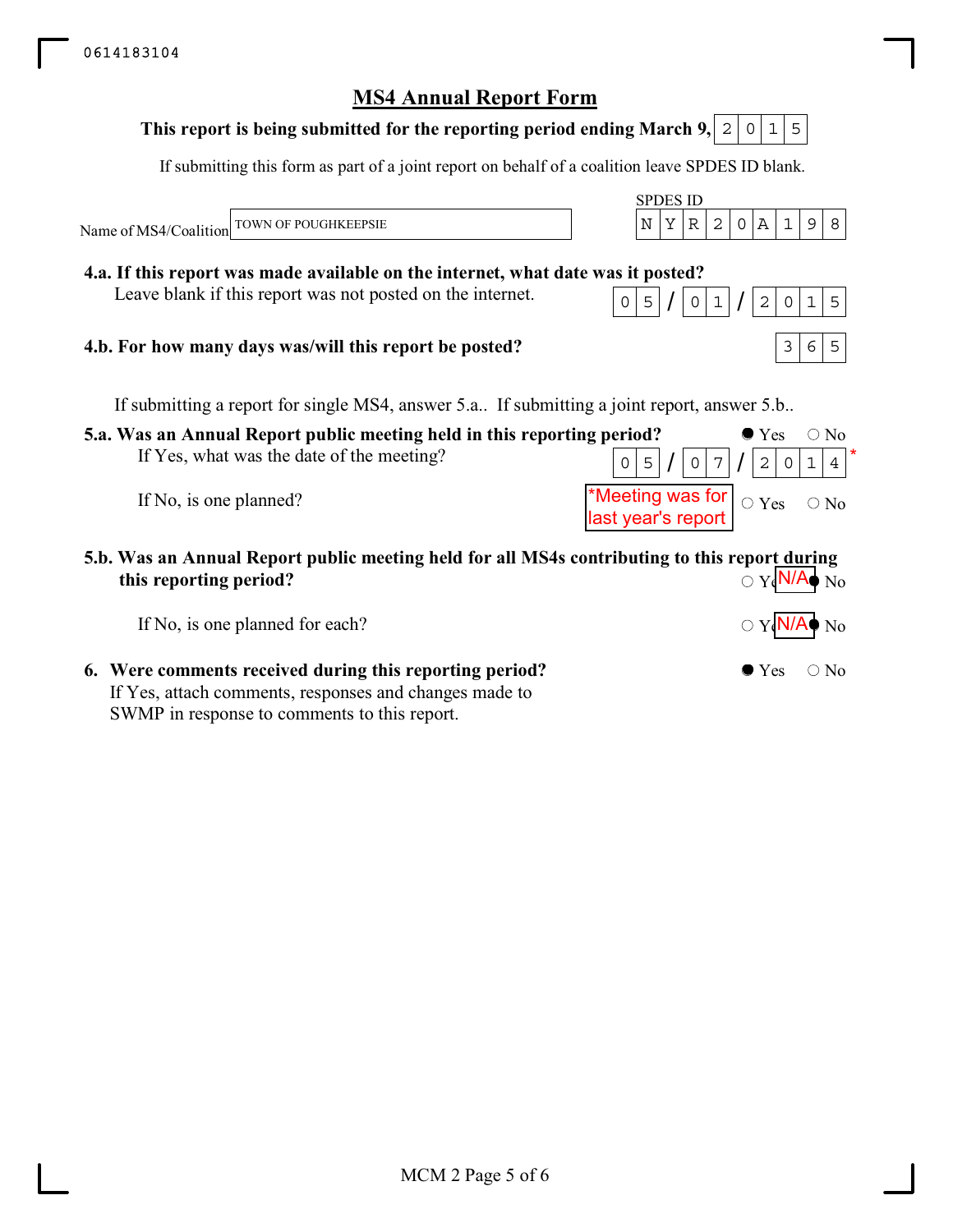0614183104

# MS4 Annual Report Form

**This report is being submitted for the reporting period ending March 9,** 2015

If submitting this form as part of a joint report on behalf of a coalition leave SPDES ID blank.

Name of MS4/Coalition: TOWN OF POUGHKEEPSIE

SPDES ID: NYR20A198

**4.a. If this report was made available on the internet, what date was it posted?**
Leave blank if this report was not posted on the internet. 05/01/2015

**4.b. For how many days was/will this report be posted?** 365

If submitting a report for single MS4, answer 5.a.. If submitting a joint report, answer 5.b..

**5.a. Was an Annual Report public meeting held in this reporting period?** ● Yes ○ No

If Yes, what was the date of the meeting? 05/07/2014 *

If No, is one planned? *Meeting was for last year's report ○ Yes ○ No

**5.b. Was an Annual Report public meeting held for all MS4s contributing to this report during this reporting period?** ○ Yes N/A ● No

If No, is one planned for each? ○ Yes N/A ● No

**6. Were comments received during this reporting period?** ● Yes ○ No

If Yes, attach comments, responses and changes made to SWMP in response to comments to this report.

MCM 2 Page 5 of 6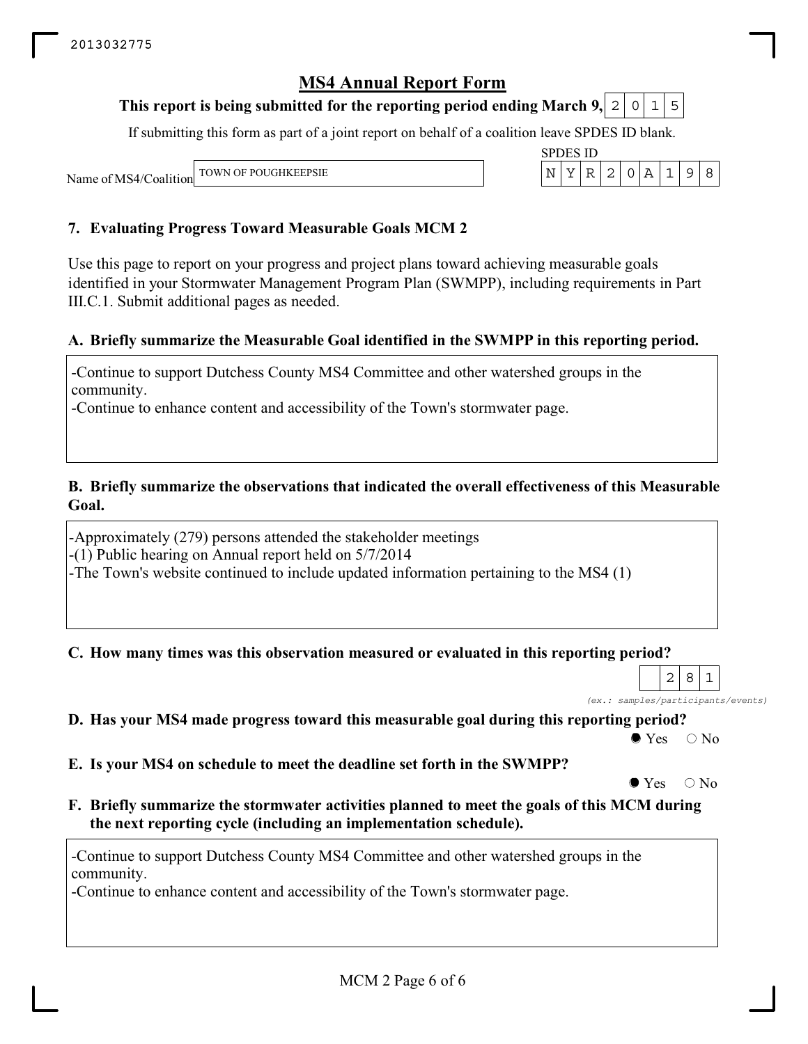2013032775

# MS4 Annual Report Form

**This report is being submitted for the reporting period ending March 9, 2015**

If submitting this form as part of a joint report on behalf of a coalition leave SPDES ID blank.

Name of MS4/Coalition: TOWN OF POUGHKEEPSIE

SPDES ID: NYR20A198

## 7. Evaluating Progress Toward Measurable Goals MCM 2

Use this page to report on your progress and project plans toward achieving measurable goals identified in your Stormwater Management Program Plan (SWMPP), including requirements in Part III.C.1. Submit additional pages as needed.

### A. Briefly summarize the Measurable Goal identified in the SWMPP in this reporting period.

-Continue to support Dutchess County MS4 Committee and other watershed groups in the community.
-Continue to enhance content and accessibility of the Town's stormwater page.

### B. Briefly summarize the observations that indicated the overall effectiveness of this Measurable Goal.

-Approximately (279) persons attended the stakeholder meetings
-(1) Public hearing on Annual report held on 5/7/2014
-The Town's website continued to include updated information pertaining to the MS4 (1)

### C. How many times was this observation measured or evaluated in this reporting period?

281

*(ex.: samples/participants/events)*

### D. Has your MS4 made progress toward this measurable goal during this reporting period?

● Yes ○ No

### E. Is your MS4 on schedule to meet the deadline set forth in the SWMPP?

● Yes ○ No

### F. Briefly summarize the stormwater activities planned to meet the goals of this MCM during the next reporting cycle (including an implementation schedule).

-Continue to support Dutchess County MS4 Committee and other watershed groups in the community.
-Continue to enhance content and accessibility of the Town's stormwater page.

MCM 2 Page 6 of 6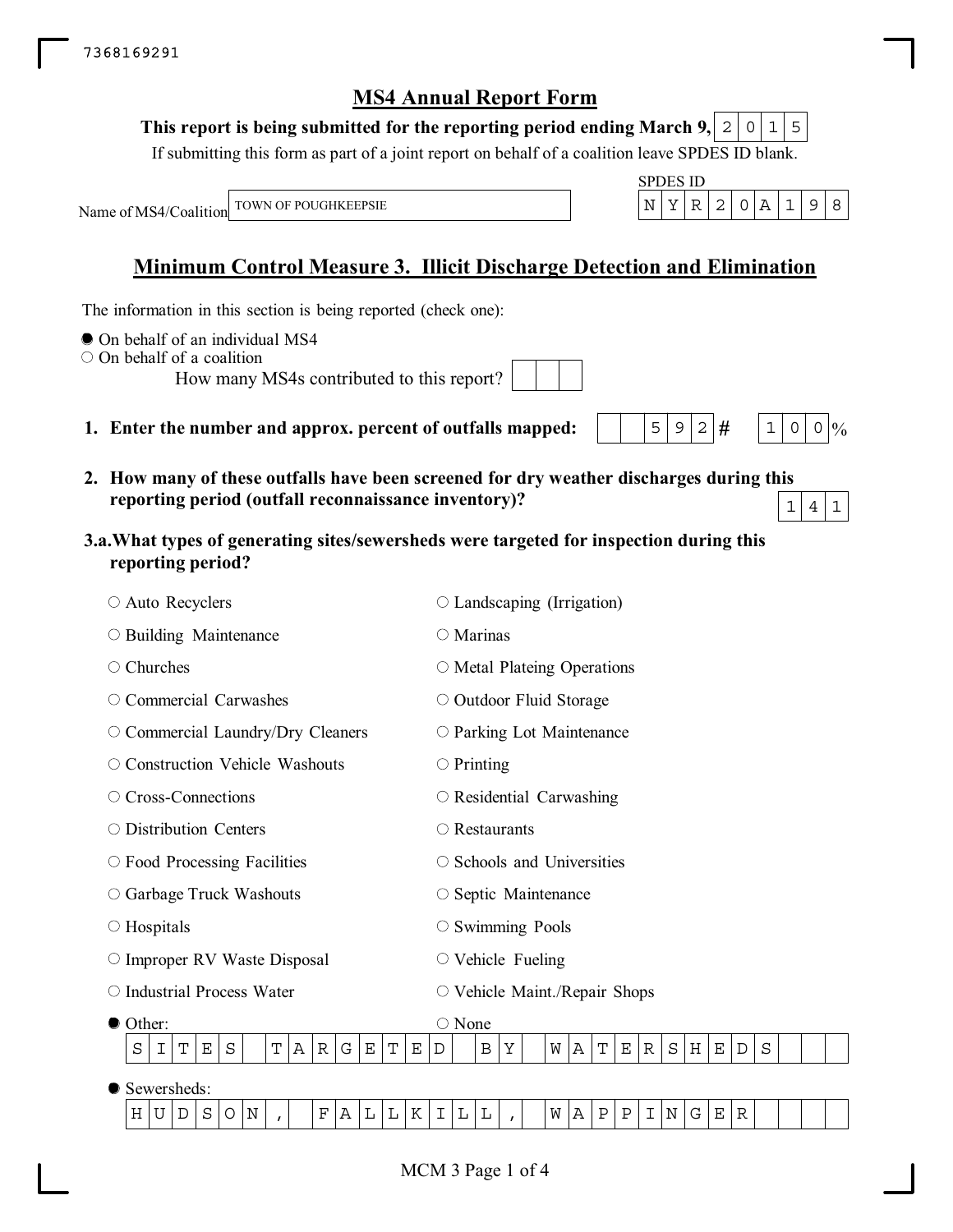7368169291

# MS4 Annual Report Form

**This report is being submitted for the reporting period ending March 9, 2015**

If submitting this form as part of a joint report on behalf of a coalition leave SPDES ID blank.

Name of MS4/Coalition: TOWN OF POUGHKEEPSIE

SPDES ID: NYR20A198

## Minimum Control Measure 3. Illicit Discharge Detection and Elimination

The information in this section is being reported (check one):

- ● On behalf of an individual MS4
- ○ On behalf of a coalition
  - How many MS4s contributed to this report?

**1. Enter the number and approx. percent of outfalls mapped:** 592 # 100 %

**2. How many of these outfalls have been screened for dry weather discharges during this reporting period (outfall reconnaissance inventory)?** 141

**3.a. What types of generating sites/sewersheds were targeted for inspection during this reporting period?**

| | |
|---|---|
| ○ Auto Recyclers | ○ Landscaping (Irrigation) |
| ○ Building Maintenance | ○ Marinas |
| ○ Churches | ○ Metal Plateing Operations |
| ○ Commercial Carwashes | ○ Outdoor Fluid Storage |
| ○ Commercial Laundry/Dry Cleaners | ○ Parking Lot Maintenance |
| ○ Construction Vehicle Washouts | ○ Printing |
| ○ Cross-Connections | ○ Residential Carwashing |
| ○ Distribution Centers | ○ Restaurants |
| ○ Food Processing Facilities | ○ Schools and Universities |
| ○ Garbage Truck Washouts | ○ Septic Maintenance |
| ○ Hospitals | ○ Swimming Pools |
| ○ Improper RV Waste Disposal | ○ Vehicle Fueling |
| ○ Industrial Process Water | ○ Vehicle Maint./Repair Shops |
| ● Other: | ○ None |

SITES TARGETED BY WATERSHEDS

● Sewersheds:

HUDSON, FALLKILL, WAPPINGER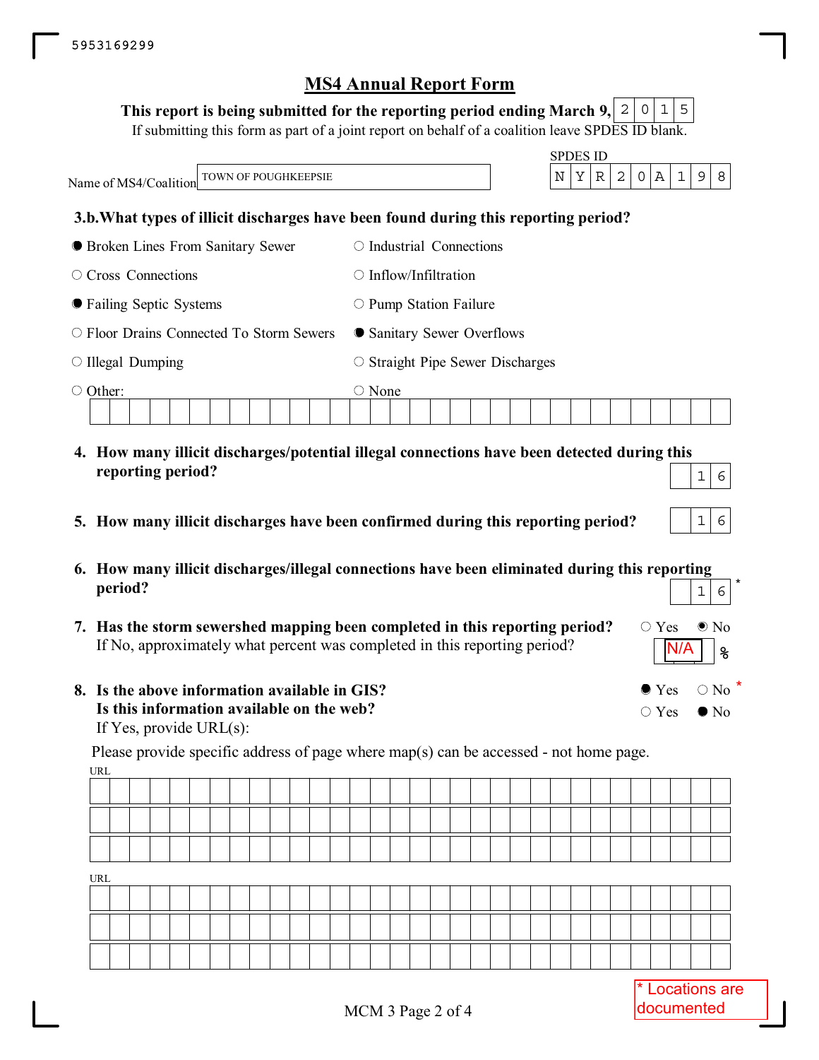5953169299

# MS4 Annual Report Form

**This report is being submitted for the reporting period ending March 9, 2015**

If submitting this form as part of a joint report on behalf of a coalition leave SPDES ID blank.

Name of MS4/Coalition: TOWN OF POUGHKEEPSIE

SPDES ID: NYR20A198

**3.b. What types of illicit discharges have been found during this reporting period?**

- ● Broken Lines From Sanitary Sewer
- ○ Industrial Connections
- ○ Cross Connections
- ○ Inflow/Infiltration
- ● Failing Septic Systems
- ○ Pump Station Failure
- ○ Floor Drains Connected To Storm Sewers
- ● Sanitary Sewer Overflows
- ○ Illegal Dumping
- ○ Straight Pipe Sewer Discharges
- ○ Other:
- ○ None

**4. How many illicit discharges/potential illegal connections have been detected during this reporting period?** 16

**5. How many illicit discharges have been confirmed during this reporting period?** 16

**6. How many illicit discharges/illegal connections have been eliminated during this reporting period?** 16 *

**7. Has the storm sewershed mapping been completed in this reporting period?** ○ Yes ● No

If No, approximately what percent was completed in this reporting period? N/A %

**8. Is the above information available in GIS?** ● Yes ○ No *

**Is this information available on the web?** ○ Yes ● No

If Yes, provide URL(s):

Please provide specific address of page where map(s) can be accessed - not home page.

URL:

URL:

\* Locations are documented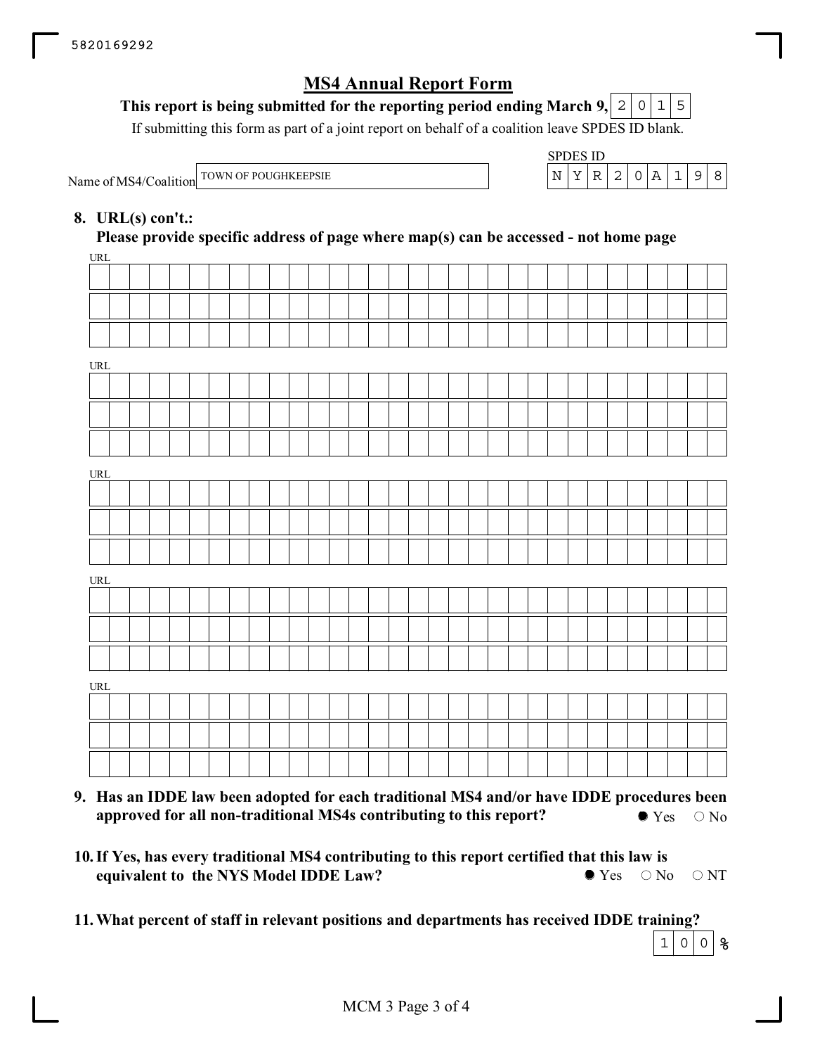5820169292

# MS4 Annual Report Form

**This report is being submitted for the reporting period ending March 9, 2015**

If submitting this form as part of a joint report on behalf of a coalition leave SPDES ID blank.

Name of MS4/Coalition: TOWN OF POUGHKEEPSIE

SPDES ID: NYR20A198

**8. URL(s) con't.:**

**Please provide specific address of page where map(s) can be accessed - not home page**

URL: 

URL: 

URL: 

URL: 

URL: 

**9. Has an IDDE law been adopted for each traditional MS4 and/or have IDDE procedures been approved for all non-traditional MS4s contributing to this report?**

● Yes ○ No

**10. If Yes, has every traditional MS4 contributing to this report certified that this law is equivalent to the NYS Model IDDE Law?**

● Yes ○ No ○ NT

**11. What percent of staff in relevant positions and departments has received IDDE training?**

100 %

MCM 3 Page 3 of 4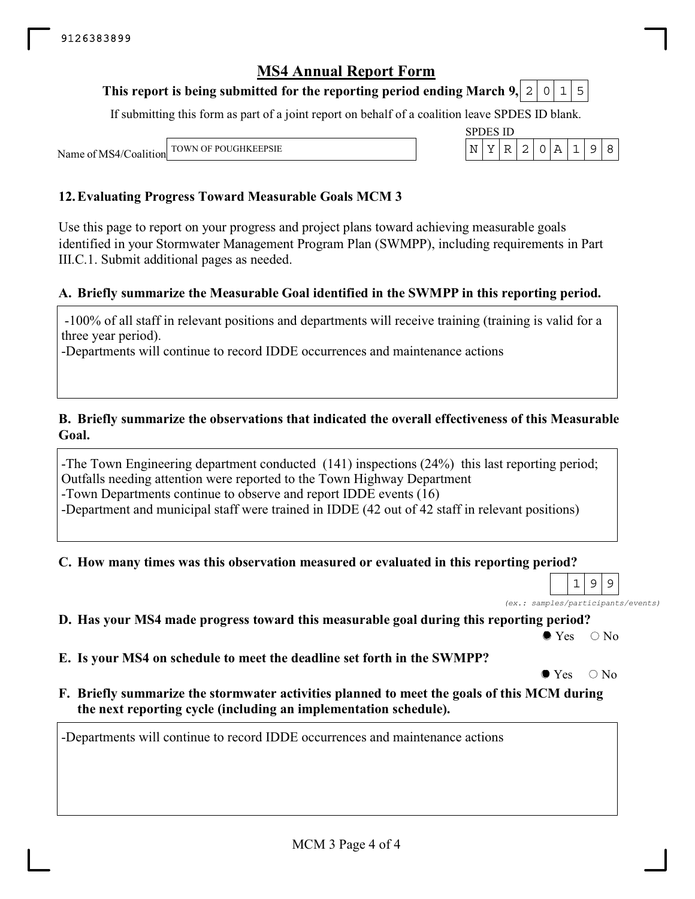9126383899

# MS4 Annual Report Form

**This report is being submitted for the reporting period ending March 9, 2015**

If submitting this form as part of a joint report on behalf of a coalition leave SPDES ID blank.

Name of MS4/Coalition: TOWN OF POUGHKEEPSIE

SPDES ID: NYR20A198

## 12. Evaluating Progress Toward Measurable Goals MCM 3

Use this page to report on your progress and project plans toward achieving measurable goals identified in your Stormwater Management Program Plan (SWMPP), including requirements in Part III.C.1. Submit additional pages as needed.

### A. Briefly summarize the Measurable Goal identified in the SWMPP in this reporting period.

-100% of all staff in relevant positions and departments will receive training (training is valid for a three year period).
-Departments will continue to record IDDE occurrences and maintenance actions

### B. Briefly summarize the observations that indicated the overall effectiveness of this Measurable Goal.

-The Town Engineering department conducted (141) inspections (24%) this last reporting period; Outfalls needing attention were reported to the Town Highway Department
-Town Departments continue to observe and report IDDE events (16)
-Department and municipal staff were trained in IDDE (42 out of 42 staff in relevant positions)

### C. How many times was this observation measured or evaluated in this reporting period?

199

*(ex.: samples/participants/events)*

### D. Has your MS4 made progress toward this measurable goal during this reporting period?

● Yes ○ No

### E. Is your MS4 on schedule to meet the deadline set forth in the SWMPP?

● Yes ○ No

### F. Briefly summarize the stormwater activities planned to meet the goals of this MCM during the next reporting cycle (including an implementation schedule).

-Departments will continue to record IDDE occurrences and maintenance actions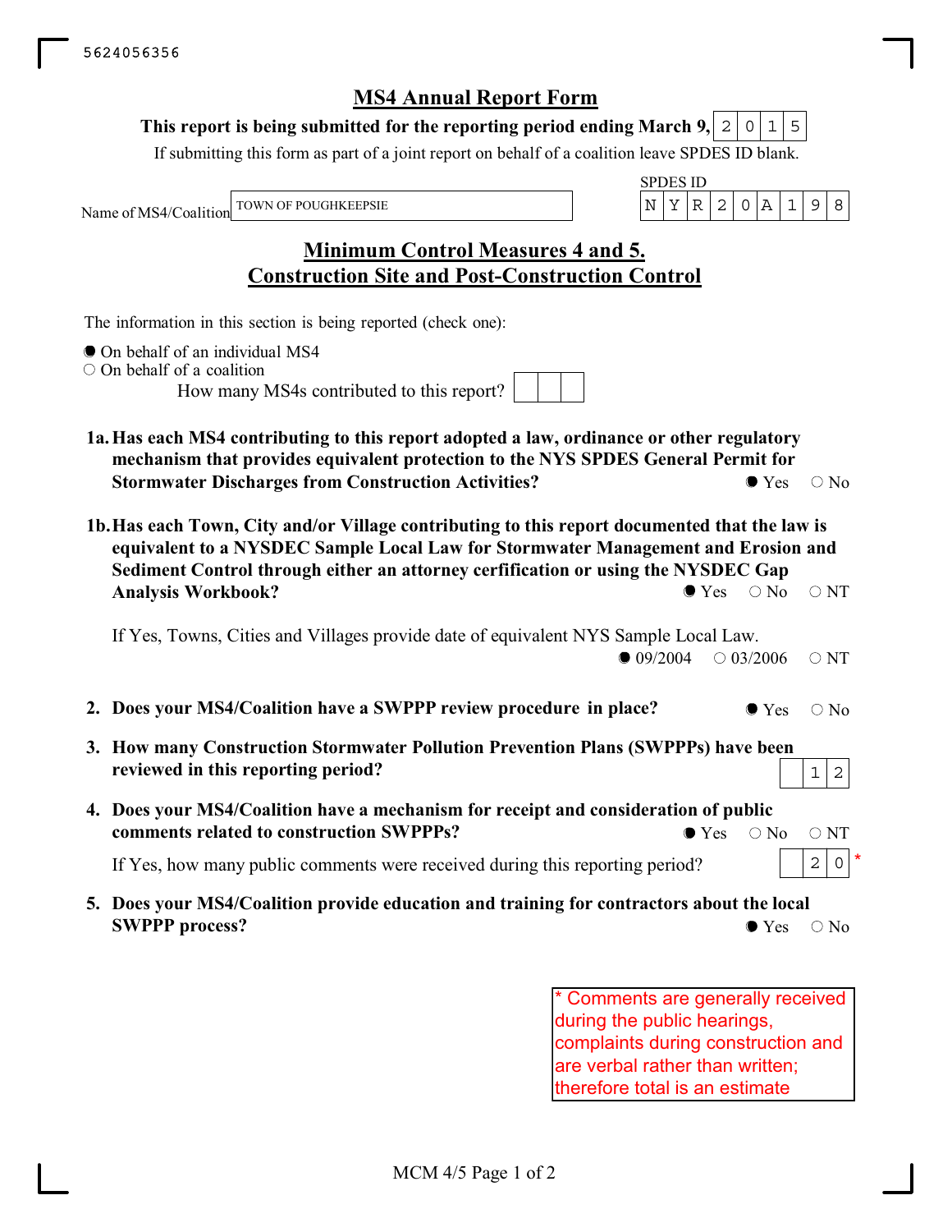5624056356

# MS4 Annual Report Form

**This report is being submitted for the reporting period ending March 9, 2015**

If submitting this form as part of a joint report on behalf of a coalition leave SPDES ID blank.

Name of MS4/Coalition: TOWN OF POUGHKEEPSIE

SPDES ID: NYR20A198

## Minimum Control Measures 4 and 5. Construction Site and Post-Construction Control

The information in this section is being reported (check one):

- ● On behalf of an individual MS4
- ○ On behalf of a coalition
  - How many MS4s contributed to this report?

**1a. Has each MS4 contributing to this report adopted a law, ordinance or other regulatory mechanism that provides equivalent protection to the NYS SPDES General Permit for Stormwater Discharges from Construction Activities?** ● Yes ○ No

**1b. Has each Town, City and/or Village contributing to this report documented that the law is equivalent to a NYSDEC Sample Local Law for Stormwater Management and Erosion and Sediment Control through either an attorney cerfification or using the NYSDEC Gap Analysis Workbook?** ● Yes ○ No ○ NT

If Yes, Towns, Cities and Villages provide date of equivalent NYS Sample Local Law. ● 09/2004 ○ 03/2006 ○ NT

**2. Does your MS4/Coalition have a SWPPP review procedure in place?** ● Yes ○ No

**3. How many Construction Stormwater Pollution Prevention Plans (SWPPPs) have been reviewed in this reporting period?** 12

**4. Does your MS4/Coalition have a mechanism for receipt and consideration of public comments related to construction SWPPPs?** ● Yes ○ No ○ NT

If Yes, how many public comments were received during this reporting period? 20 *

**5. Does your MS4/Coalition provide education and training for contractors about the local SWPPP process?** ● Yes ○ No

* Comments are generally received during the public hearings, complaints during construction and are verbal rather than written; therefore total is an estimate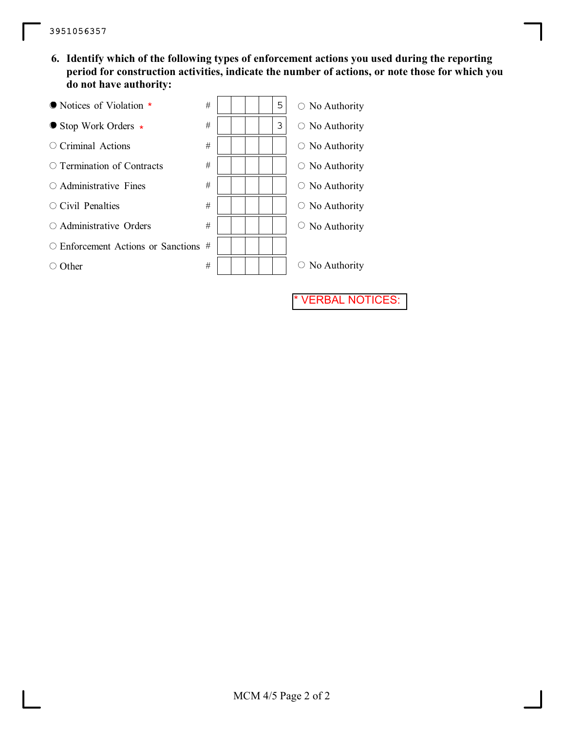3951056357

**6. Identify which of the following types of enforcement actions you used during the reporting period for construction activities, indicate the number of actions, or note those for which you do not have authority:**

| Enforcement Action | # | No Authority |
|---|---|---|
| ● Notices of Violation * | 5 | ○ No Authority |
| ● Stop Work Orders * | 3 | ○ No Authority |
| ○ Criminal Actions | | ○ No Authority |
| ○ Termination of Contracts | | ○ No Authority |
| ○ Administrative Fines | | ○ No Authority |
| ○ Civil Penalties | | ○ No Authority |
| ○ Administrative Orders | | ○ No Authority |
| ○ Enforcement Actions or Sanctions | | |
| ○ Other | | ○ No Authority |

* VERBAL NOTICES: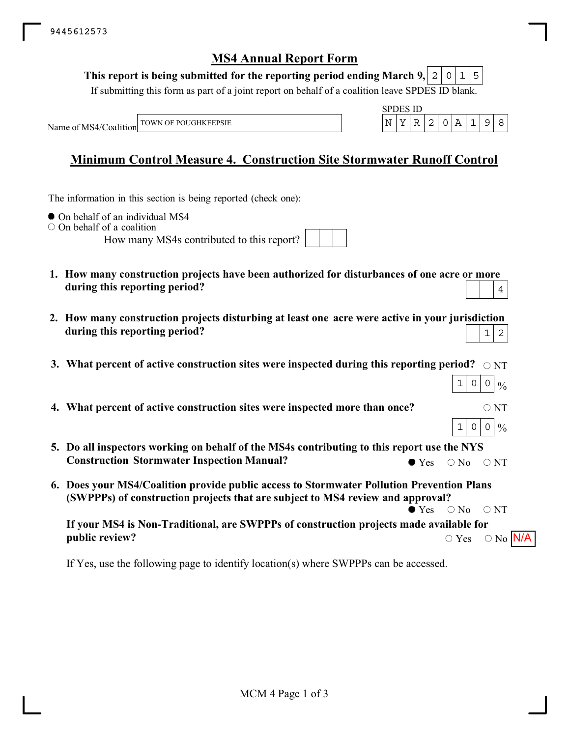9445612573

# MS4 Annual Report Form

**This report is being submitted for the reporting period ending March 9, 2015**

If submitting this form as part of a joint report on behalf of a coalition leave SPDES ID blank.

Name of MS4/Coalition: TOWN OF POUGHKEEPSIE

SPDES ID: NYR20A198

## Minimum Control Measure 4. Construction Site Stormwater Runoff Control

The information in this section is being reported (check one):

- ● On behalf of an individual MS4
- ○ On behalf of a coalition

How many MS4s contributed to this report?

1. **How many construction projects have been authorized for disturbances of one acre or more during this reporting period?** 4

2. **How many construction projects disturbing at least one acre were active in your jurisdiction during this reporting period?** 12

3. **What percent of active construction sites were inspected during this reporting period?** ○ NT — 100 %

4. **What percent of active construction sites were inspected more than once?** ○ NT — 100 %

5. **Do all inspectors working on behalf of the MS4s contributing to this report use the NYS Construction Stormwater Inspection Manual?** ● Yes ○ No ○ NT

6. **Does your MS4/Coalition provide public access to Stormwater Pollution Prevention Plans (SWPPPs) of construction projects that are subject to MS4 review and approval?** ● Yes ○ No ○ NT

   **If your MS4 is Non-Traditional, are SWPPPs of construction projects made available for public review?** ○ Yes ○ No N/A

   If Yes, use the following page to identify location(s) where SWPPPs can be accessed.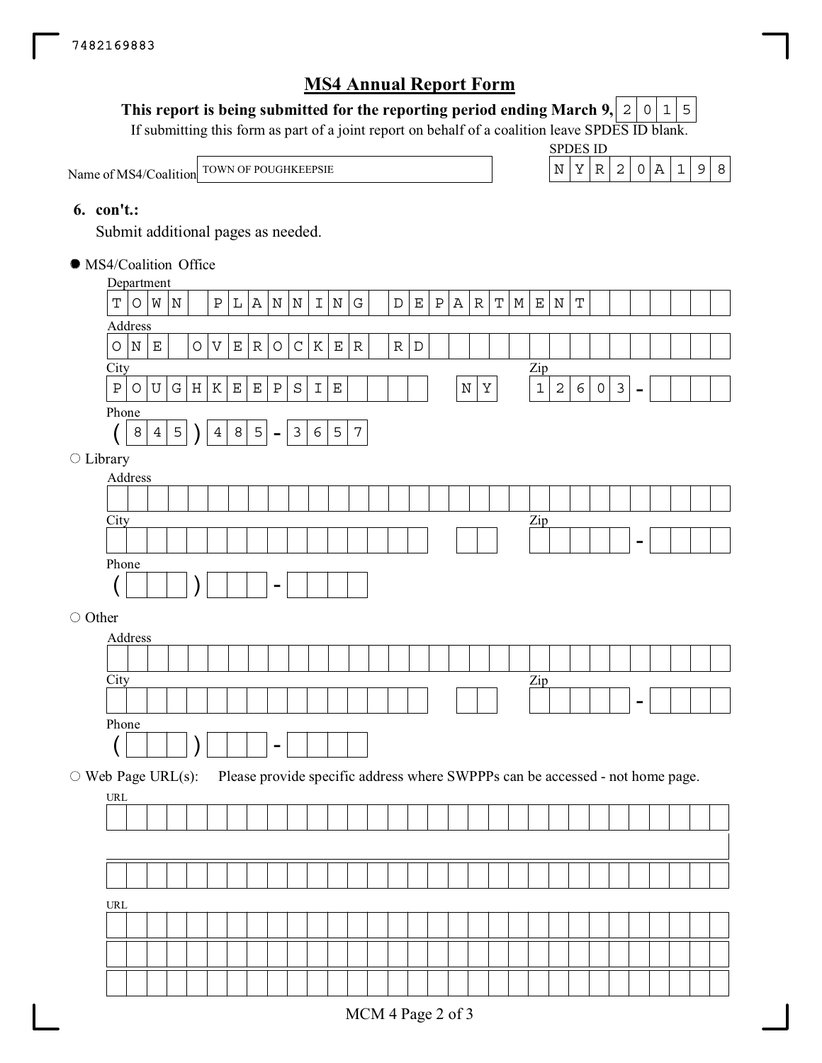7482169883

# MS4 Annual Report Form

**This report is being submitted for the reporting period ending March 9,** 2015

If submitting this form as part of a joint report on behalf of a coalition leave SPDES ID blank.

Name of MS4/Coalition: TOWN OF POUGHKEEPSIE

SPDES ID: NYR20A198

**6. con't.:**

Submit additional pages as needed.

● MS4/Coalition Office

Department: TOWN PLANNING DEPARTMENT

Address: ONE OVEROCKER RD

City: POUGHKEEPSIE NY Zip: 12603 -

Phone: (845) 485-3657

○ Library

Address:

City: Zip: -

Phone: ( ) -

○ Other

Address:

City: Zip: -

Phone: ( ) -

○ Web Page URL(s): Please provide specific address where SWPPPs can be accessed - not home page.

URL:

URL:

MCM 4 Page 2 of 3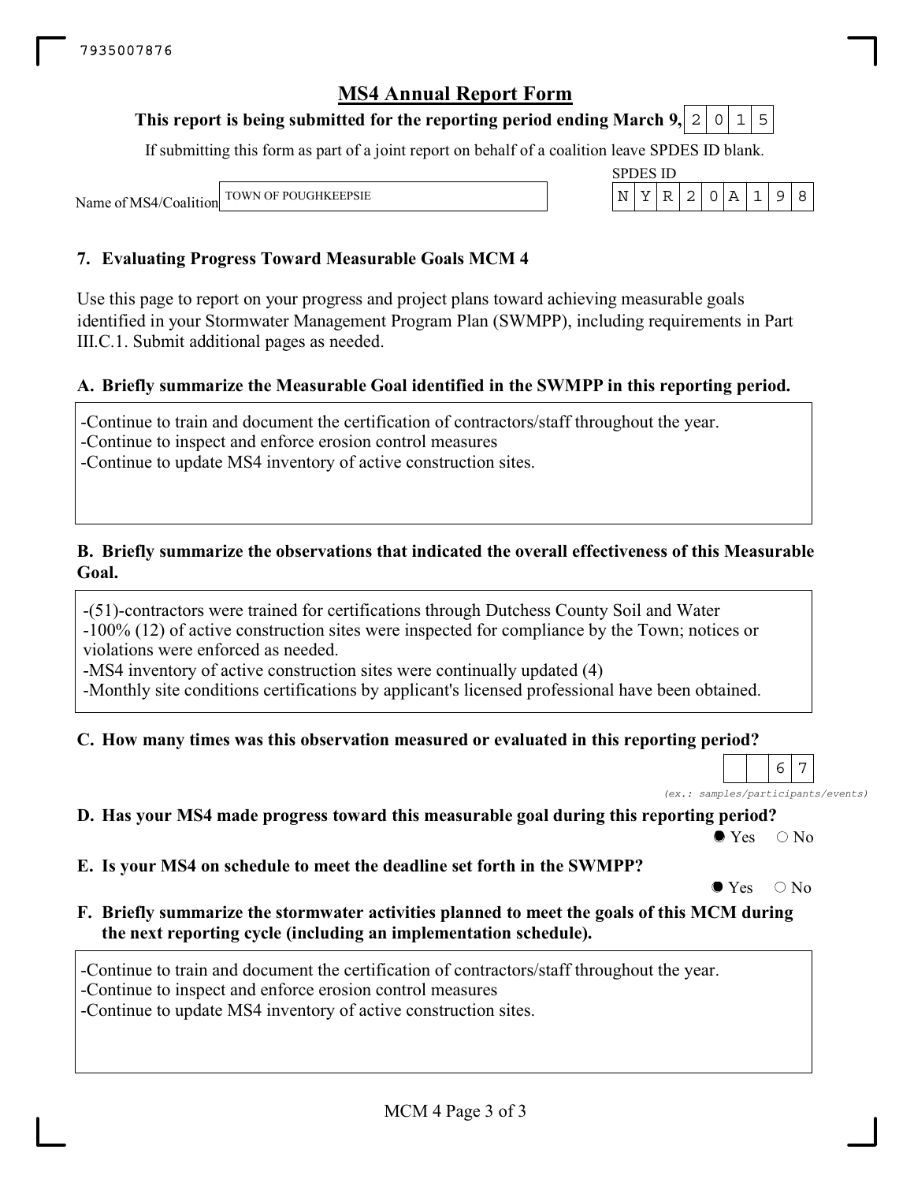7935007876

# MS4 Annual Report Form

**This report is being submitted for the reporting period ending March 9, 2015**

If submitting this form as part of a joint report on behalf of a coalition leave SPDES ID blank.

Name of MS4/Coalition: TOWN OF POUGHKEEPSIE

SPDES ID: NYR20A198

## 7. Evaluating Progress Toward Measurable Goals MCM 4

Use this page to report on your progress and project plans toward achieving measurable goals identified in your Stormwater Management Program Plan (SWMPP), including requirements in Part III.C.1. Submit additional pages as needed.

### A. Briefly summarize the Measurable Goal identified in the SWMPP in this reporting period.

-Continue to train and document the certification of contractors/staff throughout the year.
-Continue to inspect and enforce erosion control measures
-Continue to update MS4 inventory of active construction sites.

### B. Briefly summarize the observations that indicated the overall effectiveness of this Measurable Goal.

-(51)-contractors were trained for certifications through Dutchess County Soil and Water
-100% (12) of active construction sites were inspected for compliance by the Town; notices or violations were enforced as needed.
-MS4 inventory of active construction sites were continually updated (4)
-Monthly site conditions certifications by applicant's licensed professional have been obtained.

### C. How many times was this observation measured or evaluated in this reporting period?

67

*(ex.: samples/participants/events)*

### D. Has your MS4 made progress toward this measurable goal during this reporting period?

● Yes ○ No

### E. Is your MS4 on schedule to meet the deadline set forth in the SWMPP?

● Yes ○ No

### F. Briefly summarize the stormwater activities planned to meet the goals of this MCM during the next reporting cycle (including an implementation schedule).

-Continue to train and document the certification of contractors/staff throughout the year.
-Continue to inspect and enforce erosion control measures
-Continue to update MS4 inventory of active construction sites.

MCM 4 Page 3 of 3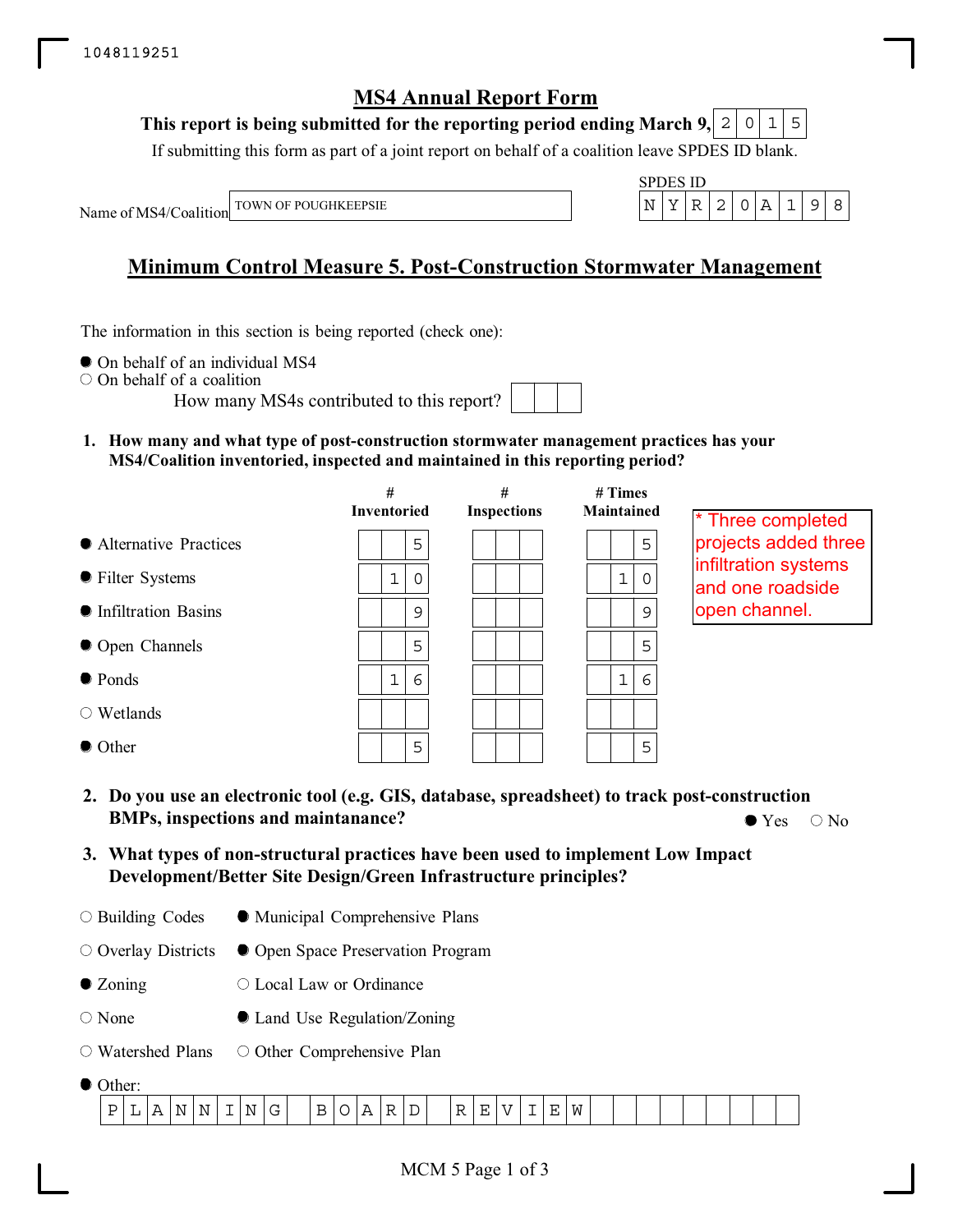1048119251

# MS4 Annual Report Form

**This report is being submitted for the reporting period ending March 9, 2015**

If submitting this form as part of a joint report on behalf of a coalition leave SPDES ID blank.

Name of MS4/Coalition: TOWN OF POUGHKEEPSIE

SPDES ID: NYR20A198

## Minimum Control Measure 5. Post-Construction Stormwater Management

The information in this section is being reported (check one):

- ● On behalf of an individual MS4
- ○ On behalf of a coalition

How many MS4s contributed to this report?

**1. How many and what type of post-construction stormwater management practices has your MS4/Coalition inventoried, inspected and maintained in this reporting period?**

| | # Inventoried | # Inspections | # Times Maintained |
|---|---|---|---|
| ● Alternative Practices | 5 | | 5 |
| ● Filter Systems | 10 | | 10 |
| ● Infiltration Basins | 9 | | 9 |
| ● Open Channels | 5 | | 5 |
| ● Ponds | 16 | | 16 |
| ○ Wetlands | | | |
| ● Other | 5 | | 5 |

* Three completed projects added three infiltration systems and one roadside open channel.

**2. Do you use an electronic tool (e.g. GIS, database, spreadsheet) to track post-construction BMPs, inspections and maintanance?**

● Yes ○ No

**3. What types of non-structural practices have been used to implement Low Impact Development/Better Site Design/Green Infrastructure principles?**

- ○ Building Codes
- ● Municipal Comprehensive Plans
- ○ Overlay Districts
- ● Open Space Preservation Program
- ● Zoning
- ○ Local Law or Ordinance
- ○ None
- ● Land Use Regulation/Zoning
- ○ Watershed Plans
- ○ Other Comprehensive Plan
- ● Other: PLANNING BOARD REVIEW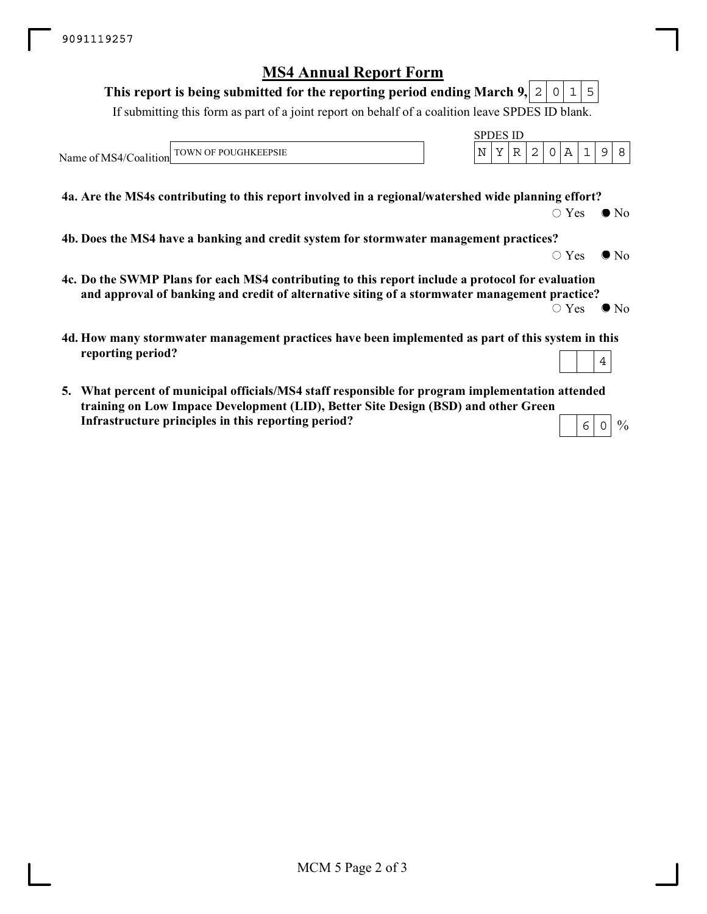9091119257

# MS4 Annual Report Form

**This report is being submitted for the reporting period ending March 9, 2015**

If submitting this form as part of a joint report on behalf of a coalition leave SPDES ID blank.

Name of MS4/Coalition: TOWN OF POUGHKEEPSIE

SPDES ID: NYR20A198

**4a. Are the MS4s contributing to this report involved in a regional/watershed wide planning effort?**

○ Yes ● No

**4b. Does the MS4 have a banking and credit system for stormwater management practices?**

○ Yes ● No

**4c. Do the SWMP Plans for each MS4 contributing to this report include a protocol for evaluation and approval of banking and credit of alternative siting of a stormwater management practice?**

○ Yes ● No

**4d. How many stormwater management practices have been implemented as part of this system in this reporting period?**

4

**5. What percent of municipal officials/MS4 staff responsible for program implementation attended training on Low Impace Development (LID), Better Site Design (BSD) and other Green Infrastructure principles in this reporting period?**

60 %

MCM 5 Page 2 of 3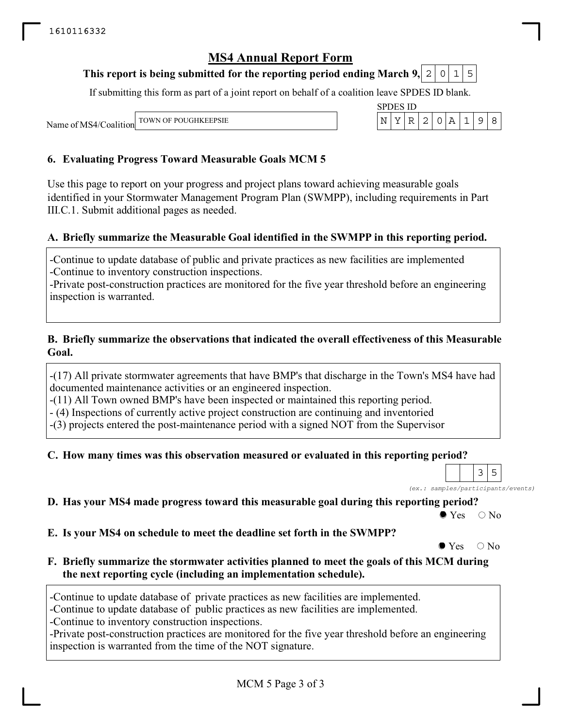1610116332

# MS4 Annual Report Form

**This report is being submitted for the reporting period ending March 9, 2015**

If submitting this form as part of a joint report on behalf of a coalition leave SPDES ID blank.

Name of MS4/Coalition: TOWN OF POUGHKEEPSIE

SPDES ID: NYR20A198

## 6. Evaluating Progress Toward Measurable Goals MCM 5

Use this page to report on your progress and project plans toward achieving measurable goals identified in your Stormwater Management Program Plan (SWMPP), including requirements in Part III.C.1. Submit additional pages as needed.

### A. Briefly summarize the Measurable Goal identified in the SWMPP in this reporting period.

-Continue to update database of public and private practices as new facilities are implemented
-Continue to inventory construction inspections.
-Private post-construction practices are monitored for the five year threshold before an engineering inspection is warranted.

### B. Briefly summarize the observations that indicated the overall effectiveness of this Measurable Goal.

-(17) All private stormwater agreements that have BMP's that discharge in the Town's MS4 have had documented maintenance activities or an engineered inspection.
-(11) All Town owned BMP's have been inspected or maintained this reporting period.
- (4) Inspections of currently active project construction are continuing and inventoried
-(3) projects entered the post-maintenance period with a signed NOT from the Supervisor

### C. How many times was this observation measured or evaluated in this reporting period?

35

*(ex.: samples/participants/events)*

### D. Has your MS4 made progress toward this measurable goal during this reporting period?

● Yes ○ No

### E. Is your MS4 on schedule to meet the deadline set forth in the SWMPP?

● Yes ○ No

### F. Briefly summarize the stormwater activities planned to meet the goals of this MCM during the next reporting cycle (including an implementation schedule).

-Continue to update database of private practices as new facilities are implemented.
-Continue to update database of public practices as new facilities are implemented.
-Continue to inventory construction inspections.
-Private post-construction practices are monitored for the five year threshold before an engineering inspection is warranted from the time of the NOT signature.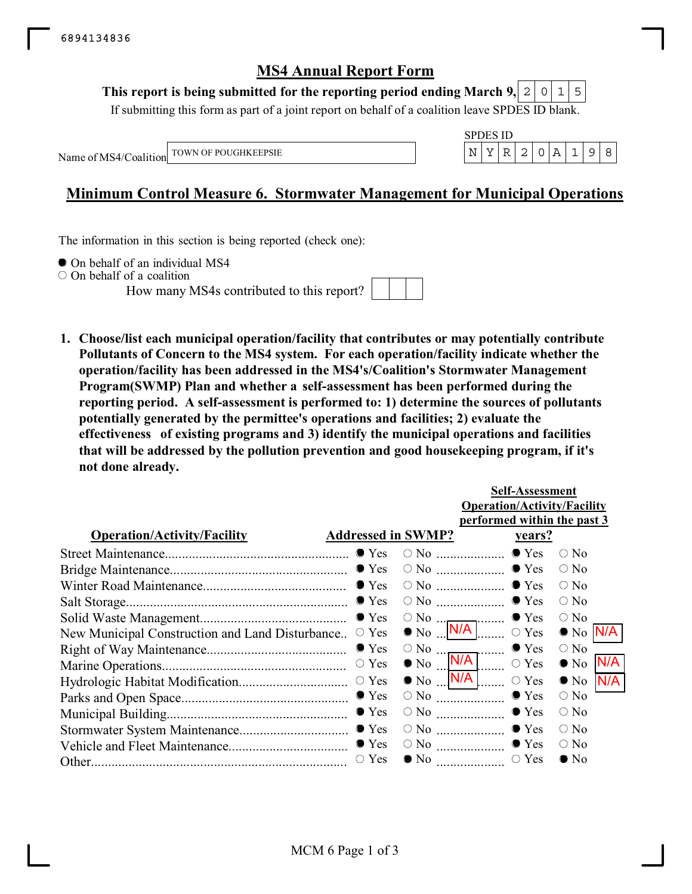6894134836

# MS4 Annual Report Form

**This report is being submitted for the reporting period ending March 9, 2015**

If submitting this form as part of a joint report on behalf of a coalition leave SPDES ID blank.

Name of MS4/Coalition: TOWN OF POUGHKEEPSIE

SPDES ID: NYR20A198

## Minimum Control Measure 6. Stormwater Management for Municipal Operations

The information in this section is being reported (check one):

- ● On behalf of an individual MS4
- ○ On behalf of a coalition

How many MS4s contributed to this report?

**1. Choose/list each municipal operation/facility that contributes or may potentially contribute Pollutants of Concern to the MS4 system. For each operation/facility indicate whether the operation/facility has been addressed in the MS4's/Coalition's Stormwater Management Program(SWMP) Plan and whether a self-assessment has been performed during the reporting period. A self-assessment is performed to: 1) determine the sources of pollutants potentially generated by the permittee's operations and facilities; 2) evaluate the effectiveness of existing programs and 3) identify the municipal operations and facilities that will be addressed by the pollution prevention and good housekeeping program, if it's not done already.**

| Operation/Activity/Facility | Addressed in SWMP? | | | Self-Assessment Operation/Activity/Facility performed within the past 3 years? | | |
|---|---|---|---|---|---|---|
| Street Maintenance | ● Yes | ○ No | | ● Yes | ○ No | |
| Bridge Maintenance | ● Yes | ○ No | | ● Yes | ○ No | |
| Winter Road Maintenance | ● Yes | ○ No | | ● Yes | ○ No | |
| Salt Storage | ● Yes | ○ No | | ● Yes | ○ No | |
| Solid Waste Management | ● Yes | ○ No | | ● Yes | ○ No | |
| New Municipal Construction and Land Disturbance | ○ Yes | ● No | N/A | ○ Yes | ● No | N/A |
| Right of Way Maintenance | ● Yes | ○ No | | ● Yes | ○ No | |
| Marine Operations | ○ Yes | ● No | N/A | ○ Yes | ● No | N/A |
| Hydrologic Habitat Modification | ○ Yes | ● No | N/A | ○ Yes | ● No | N/A |
| Parks and Open Space | ● Yes | ○ No | | ● Yes | ○ No | |
| Municipal Building | ● Yes | ○ No | | ● Yes | ○ No | |
| Stormwater System Maintenance | ● Yes | ○ No | | ● Yes | ○ No | |
| Vehicle and Fleet Maintenance | ● Yes | ○ No | | ● Yes | ○ No | |
| Other | ○ Yes | ● No | | ○ Yes | ● No | |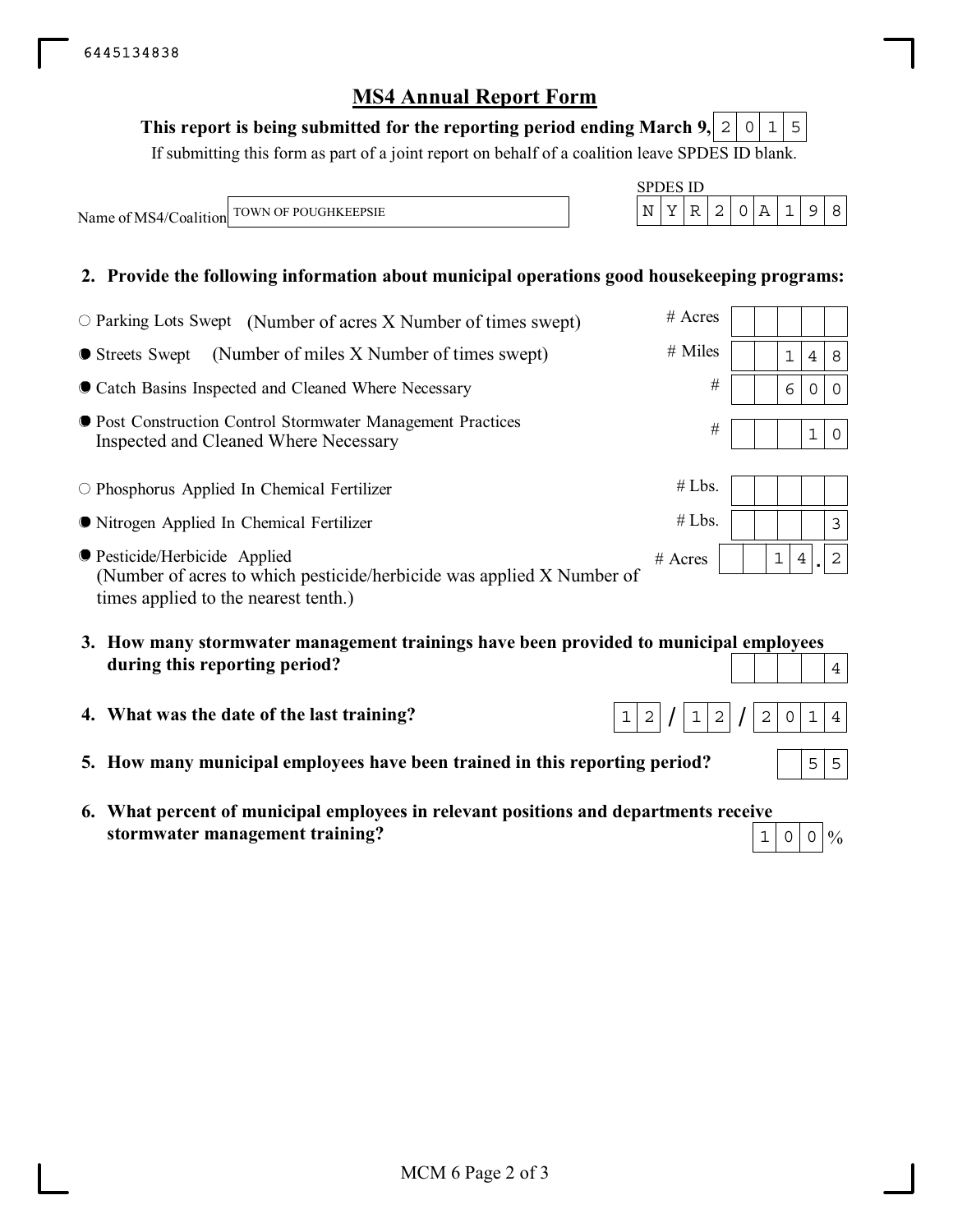6445134838

# MS4 Annual Report Form

**This report is being submitted for the reporting period ending March 9, 2015**

If submitting this form as part of a joint report on behalf of a coalition leave SPDES ID blank.

Name of MS4/Coalition: TOWN OF POUGHKEEPSIE

SPDES ID: NYR20A198

**2. Provide the following information about municipal operations good housekeeping programs:**

| Item | Unit | Value |
|---|---|---|
| ○ Parking Lots Swept (Number of acres X Number of times swept) | # Acres | |
| ● Streets Swept (Number of miles X Number of times swept) | # Miles | 148 |
| ● Catch Basins Inspected and Cleaned Where Necessary | # | 600 |
| ● Post Construction Control Stormwater Management Practices Inspected and Cleaned Where Necessary | # | 10 |
| ○ Phosphorus Applied In Chemical Fertilizer | # Lbs. | |
| ● Nitrogen Applied In Chemical Fertilizer | # Lbs. | 3 |
| ● Pesticide/Herbicide Applied (Number of acres to which pesticide/herbicide was applied X Number of times applied to the nearest tenth.) | # Acres | 14.2 |

**3. How many stormwater management trainings have been provided to municipal employees during this reporting period?** 4

**4. What was the date of the last training?** 12/12/2014

**5. How many municipal employees have been trained in this reporting period?** 55

**6. What percent of municipal employees in relevant positions and departments receive stormwater management training?** 100 %

MCM 6 Page 2 of 3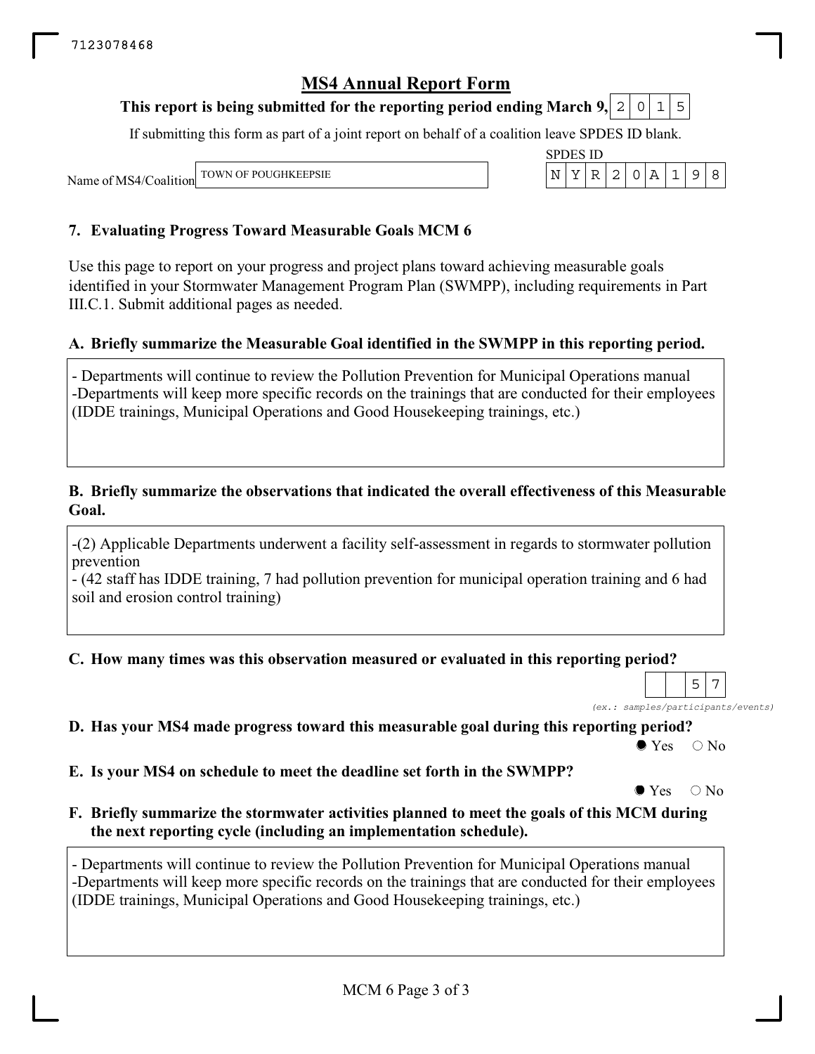7123078468

# MS4 Annual Report Form

**This report is being submitted for the reporting period ending March 9, 2015**

If submitting this form as part of a joint report on behalf of a coalition leave SPDES ID blank.

Name of MS4/Coalition: TOWN OF POUGHKEEPSIE

SPDES ID: NYR20A198

## 7. Evaluating Progress Toward Measurable Goals MCM 6

Use this page to report on your progress and project plans toward achieving measurable goals identified in your Stormwater Management Program Plan (SWMPP), including requirements in Part III.C.1. Submit additional pages as needed.

### A. Briefly summarize the Measurable Goal identified in the SWMPP in this reporting period.

- Departments will continue to review the Pollution Prevention for Municipal Operations manual
-Departments will keep more specific records on the trainings that are conducted for their employees (IDDE trainings, Municipal Operations and Good Housekeeping trainings, etc.)

### B. Briefly summarize the observations that indicated the overall effectiveness of this Measurable Goal.

-(2) Applicable Departments underwent a facility self-assessment in regards to stormwater pollution prevention
- (42 staff has IDDE training, 7 had pollution prevention for municipal operation training and 6 had soil and erosion control training)

### C. How many times was this observation measured or evaluated in this reporting period?

57

*(ex.: samples/participants/events)*

### D. Has your MS4 made progress toward this measurable goal during this reporting period?

● Yes ○ No

### E. Is your MS4 on schedule to meet the deadline set forth in the SWMPP?

● Yes ○ No

### F. Briefly summarize the stormwater activities planned to meet the goals of this MCM during the next reporting cycle (including an implementation schedule).

- Departments will continue to review the Pollution Prevention for Municipal Operations manual
-Departments will keep more specific records on the trainings that are conducted for their employees (IDDE trainings, Municipal Operations and Good Housekeeping trainings, etc.)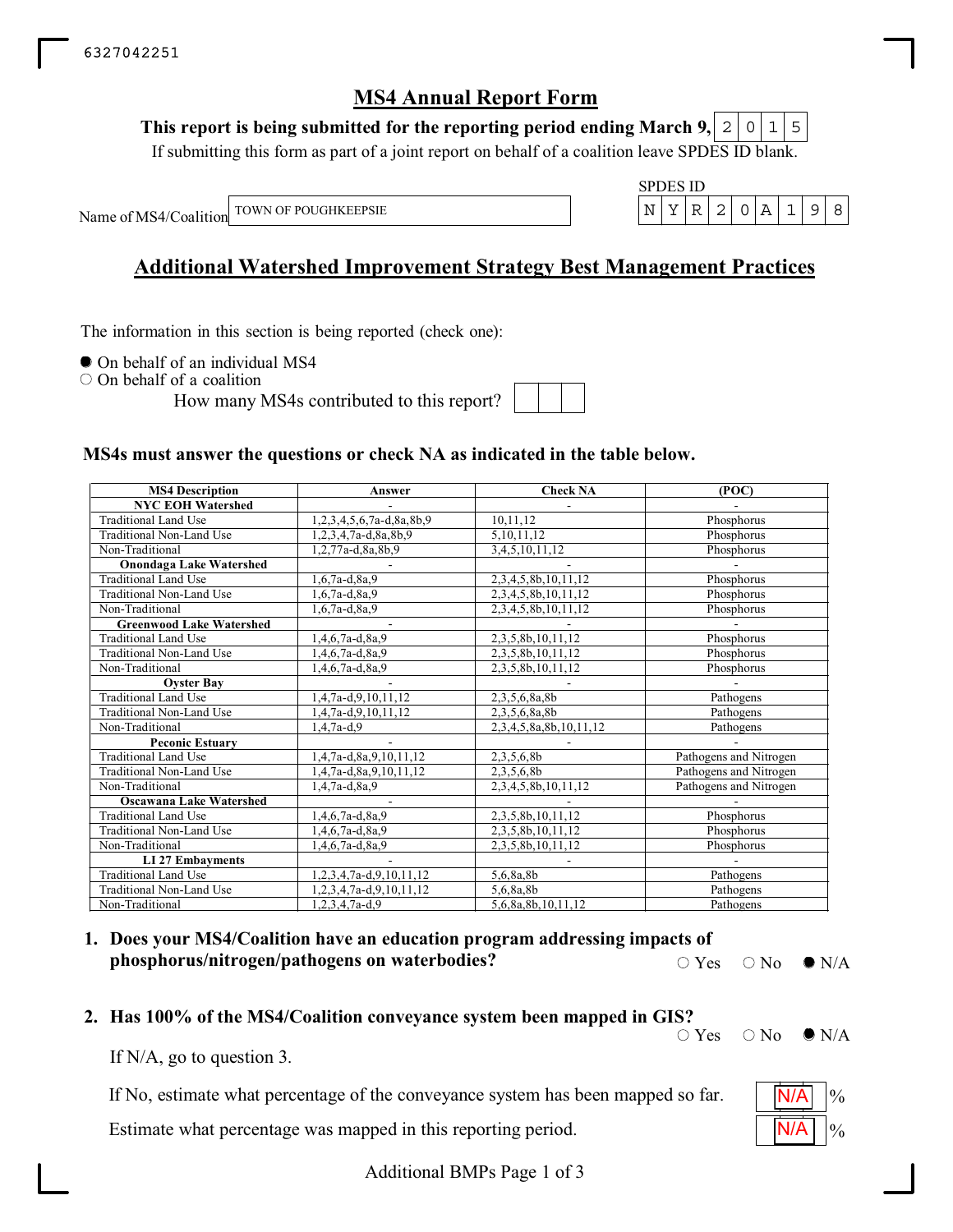6327042251

# MS4 Annual Report Form

**This report is being submitted for the reporting period ending March 9, 2015**

If submitting this form as part of a joint report on behalf of a coalition leave SPDES ID blank.

Name of MS4/Coalition: TOWN OF POUGHKEEPSIE

SPDES ID: NYR20A198

## Additional Watershed Improvement Strategy Best Management Practices

The information in this section is being reported (check one):

- ● On behalf of an individual MS4
- ○ On behalf of a coalition

How many MS4s contributed to this report?

**MS4s must answer the questions or check NA as indicated in the table below.**

| MS4 Description | Answer | Check NA | (POC) |
|---|---|---|---|
| **NYC EOH Watershed** | - | - | - |
| Traditional Land Use | 1,2,3,4,5,6,7a-d,8a,8b,9 | 10,11,12 | Phosphorus |
| Traditional Non-Land Use | 1,2,3,4,7a-d,8a,8b,9 | 5,10,11,12 | Phosphorus |
| Non-Traditional | 1,2,77a-d,8a,8b,9 | 3,4,5,10,11,12 | Phosphorus |
| **Onondaga Lake Watershed** | - | - | - |
| Traditional Land Use | 1,6,7a-d,8a,9 | 2,3,4,5,8b,10,11,12 | Phosphorus |
| Traditional Non-Land Use | 1,6,7a-d,8a,9 | 2,3,4,5,8b,10,11,12 | Phosphorus |
| Non-Traditional | 1,6,7a-d,8a,9 | 2,3,4,5,8b,10,11,12 | Phosphorus |
| **Greenwood Lake Watershed** | - | - | - |
| Traditional Land Use | 1,4,6,7a-d,8a,9 | 2,3,5,8b,10,11,12 | Phosphorus |
| Traditional Non-Land Use | 1,4,6,7a-d,8a,9 | 2,3,5,8b,10,11,12 | Phosphorus |
| Non-Traditional | 1,4,6,7a-d,8a,9 | 2,3,5,8b,10,11,12 | Phosphorus |
| **Oyster Bay** | - | - | - |
| Traditional Land Use | 1,4,7a-d,9,10,11,12 | 2,3,5,6,8a,8b | Pathogens |
| Traditional Non-Land Use | 1,4,7a-d,9,10,11,12 | 2,3,5,6,8a,8b | Pathogens |
| Non-Traditional | 1,4,7a-d,9 | 2,3,4,5,8a,8b,10,11,12 | Pathogens |
| **Peconic Estuary** | - | - | - |
| Traditional Land Use | 1,4,7a-d,8a,9,10,11,12 | 2,3,5,6,8b | Pathogens and Nitrogen |
| Traditional Non-Land Use | 1,4,7a-d,8a,9,10,11,12 | 2,3,5,6,8b | Pathogens and Nitrogen |
| Non-Traditional | 1,4,7a-d,8a,9 | 2,3,4,5,8b,10,11,12 | Pathogens and Nitrogen |
| **Oscawana Lake Watershed** | - | - | - |
| Traditional Land Use | 1,4,6,7a-d,8a,9 | 2,3,5,8b,10,11,12 | Phosphorus |
| Traditional Non-Land Use | 1,4,6,7a-d,8a,9 | 2,3,5,8b,10,11,12 | Phosphorus |
| Non-Traditional | 1,4,6,7a-d,8a,9 | 2,3,5,8b,10,11,12 | Phosphorus |
| **LI 27 Embayments** | - | - | - |
| Traditional Land Use | 1,2,3,4,7a-d,9,10,11,12 | 5,6,8a,8b | Pathogens |
| Traditional Non-Land Use | 1,2,3,4,7a-d,9,10,11,12 | 5,6,8a,8b | Pathogens |
| Non-Traditional | 1,2,3,4,7a-d,9 | 5,6,8a,8b,10,11,12 | Pathogens |

1. **Does your MS4/Coalition have an education program addressing impacts of phosphorus/nitrogen/pathogens on waterbodies?** ○ Yes ○ No ● N/A

2. **Has 100% of the MS4/Coalition conveyance system been mapped in GIS?** ○ Yes ○ No ● N/A

   If N/A, go to question 3.

   If No, estimate what percentage of the conveyance system has been mapped so far. N/A %

   Estimate what percentage was mapped in this reporting period. N/A %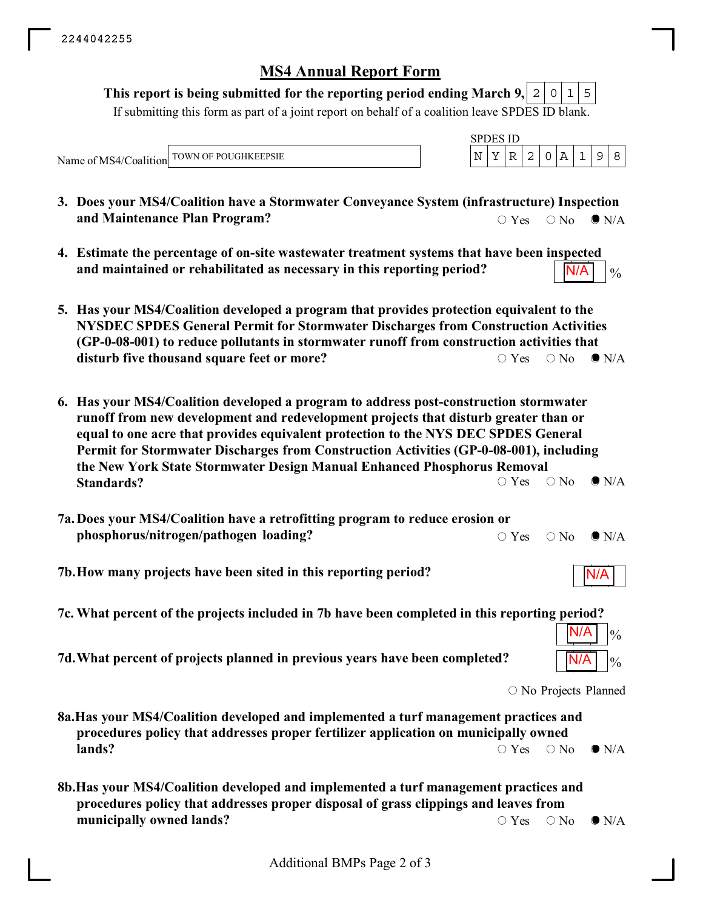2244042255

# MS4 Annual Report Form

**This report is being submitted for the reporting period ending March 9,** 2015

If submitting this form as part of a joint report on behalf of a coalition leave SPDES ID blank.

Name of MS4/Coalition: TOWN OF POUGHKEEPSIE

SPDES ID: NYR20A198

3. **Does your MS4/Coalition have a Stormwater Conveyance System (infrastructure) Inspection and Maintenance Plan Program?**
   ○ Yes ○ No ● N/A

4. **Estimate the percentage of on-site wastewater treatment systems that have been inspected and maintained or rehabilitated as necessary in this reporting period?**
   N/A %

5. **Has your MS4/Coalition developed a program that provides protection equivalent to the NYSDEC SPDES General Permit for Stormwater Discharges from Construction Activities (GP-0-08-001) to reduce pollutants in stormwater runoff from construction activities that disturb five thousand square feet or more?**
   ○ Yes ○ No ● N/A

6. **Has your MS4/Coalition developed a program to address post-construction stormwater runoff from new development and redevelopment projects that disturb greater than or equal to one acre that provides equivalent protection to the NYS DEC SPDES General Permit for Stormwater Discharges from Construction Activities (GP-0-08-001), including the New York State Stormwater Design Manual Enhanced Phosphorus Removal Standards?**
   ○ Yes ○ No ● N/A

7a. **Does your MS4/Coalition have a retrofitting program to reduce erosion or phosphorus/nitrogen/pathogen loading?**
   ○ Yes ○ No ● N/A

7b. **How many projects have been sited in this reporting period?**
   N/A

7c. **What percent of the projects included in 7b have been completed in this reporting period?**
   N/A %

7d. **What percent of projects planned in previous years have been completed?**
   N/A %

   ○ No Projects Planned

8a. **Has your MS4/Coalition developed and implemented a turf management practices and procedures policy that addresses proper fertilizer application on municipally owned lands?**
   ○ Yes ○ No ● N/A

8b. **Has your MS4/Coalition developed and implemented a turf management practices and procedures policy that addresses proper disposal of grass clippings and leaves from municipally owned lands?**
   ○ Yes ○ No ● N/A

Additional BMPs Page 2 of 3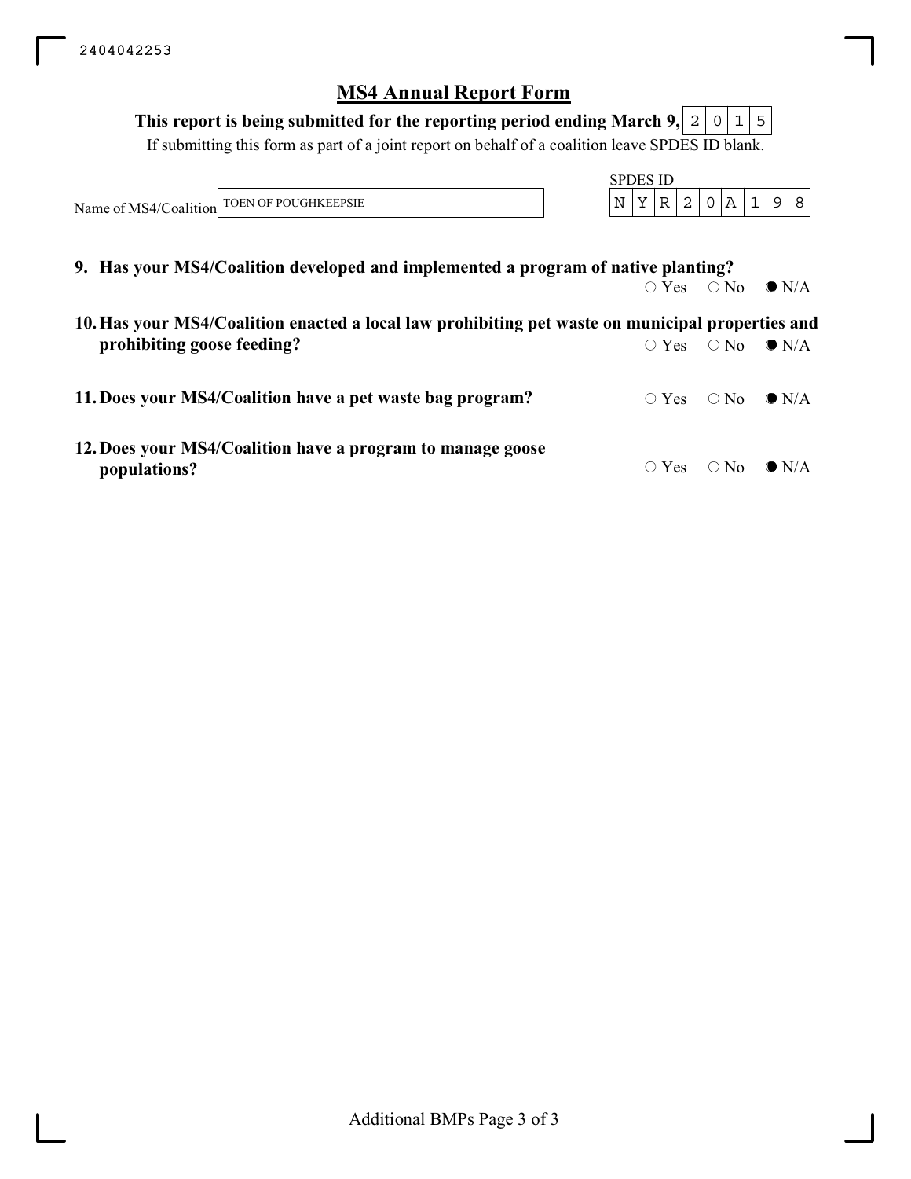2404042253

# MS4 Annual Report Form

**This report is being submitted for the reporting period ending March 9, 2015**

If submitting this form as part of a joint report on behalf of a coalition leave SPDES ID blank.

Name of MS4/Coalition: TOEN OF POUGHKEEPSIE

SPDES ID: NYR20A198

**9. Has your MS4/Coalition developed and implemented a program of native planting?**

○ Yes ○ No ● N/A

**10. Has your MS4/Coalition enacted a local law prohibiting pet waste on municipal properties and prohibiting goose feeding?**

○ Yes ○ No ● N/A

**11. Does your MS4/Coalition have a pet waste bag program?**

○ Yes ○ No ● N/A

**12. Does your MS4/Coalition have a program to manage goose populations?**

○ Yes ○ No ● N/A

Additional BMPs Page 3 of 3